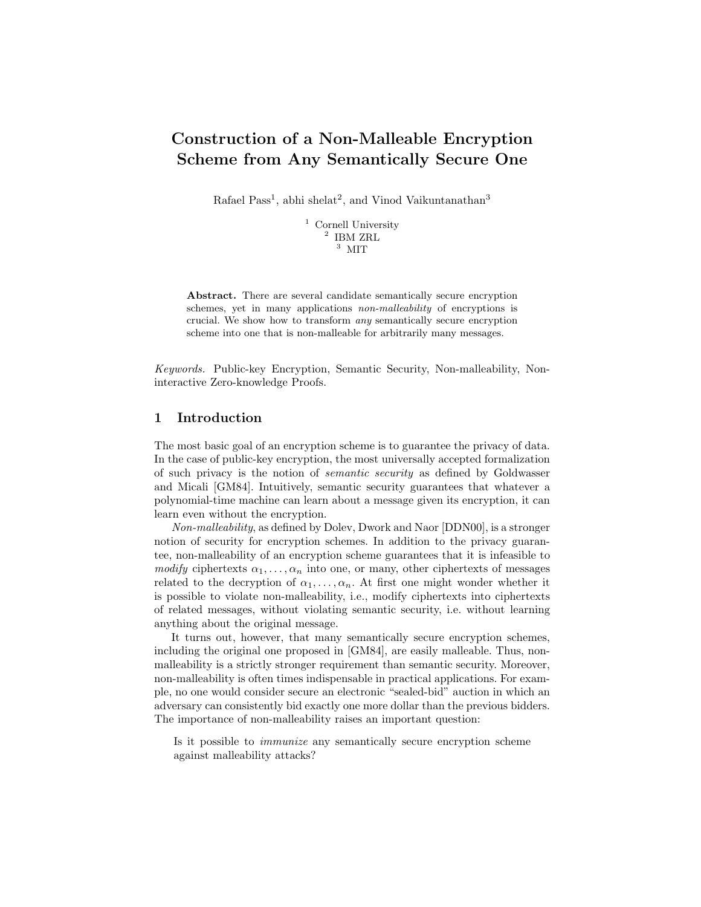# Construction of a Non-Malleable Encryption Scheme from Any Semantically Secure One

Rafael Pass[1], abhi shelat[2], and Vinod Vaikuntanathan[3]

[1] Cornell University
[2] IBM ZRL
[3] MIT

**Abstract.** There are several candidate semantically secure encryption schemes, yet in many applications *non-malleability* of encryptions is crucial. We show how to transform *any* semantically secure encryption scheme into one that is non-malleable for arbitrarily many messages.

*Keywords.* Public-key Encryption, Semantic Security, Non-malleability, Non-interactive Zero-knowledge Proofs.

## 1 Introduction

The most basic goal of an encryption scheme is to guarantee the privacy of data. In the case of public-key encryption, the most universally accepted formalization of such privacy is the notion of *semantic security* as defined by Goldwasser and Micali [GM84]. Intuitively, semantic security guarantees that whatever a polynomial-time machine can learn about a message given its encryption, it can learn even without the encryption.

*Non-malleability*, as defined by Dolev, Dwork and Naor [DDN00], is a stronger notion of security for encryption schemes. In addition to the privacy guarantee, non-malleability of an encryption scheme guarantees that it is infeasible to *modify* ciphertexts $\alpha_1, \ldots, \alpha_n$ into one, or many, other ciphertexts of messages related to the decryption of $\alpha_1, \ldots, \alpha_n$. At first one might wonder whether it is possible to violate non-malleability, i.e., modify ciphertexts into ciphertexts of related messages, without violating semantic security, i.e. without learning anything about the original message.

It turns out, however, that many semantically secure encryption schemes, including the original one proposed in [GM84], are easily malleable. Thus, non-malleability is a strictly stronger requirement than semantic security. Moreover, non-malleability is often times indispensable in practical applications. For example, no one would consider secure an electronic "sealed-bid" auction in which an adversary can consistently bid exactly one more dollar than the previous bidders. The importance of non-malleability raises an important question:

> Is it possible to *immunize* any semantically secure encryption scheme against malleability attacks?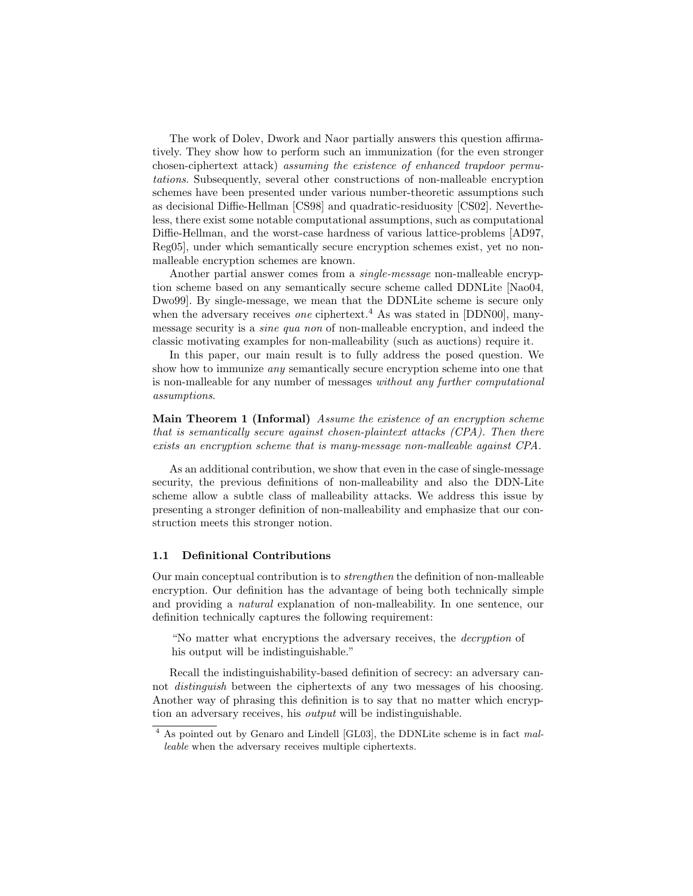The work of Dolev, Dwork and Naor partially answers this question affirmatively. They show how to perform such an immunization (for the even stronger chosen-ciphertext attack) *assuming the existence of enhanced trapdoor permutations*. Subsequently, several other constructions of non-malleable encryption schemes have been presented under various number-theoretic assumptions such as decisional Diffie-Hellman [CS98] and quadratic-residuosity [CS02]. Nevertheless, there exist some notable computational assumptions, such as computational Diffie-Hellman, and the worst-case hardness of various lattice-problems [AD97, Reg05], under which semantically secure encryption schemes exist, yet no non-malleable encryption schemes are known.

Another partial answer comes from a *single-message* non-malleable encryption scheme based on any semantically secure scheme called DDNLite [Nao04, Dwo99]. By single-message, we mean that the DDNLite scheme is secure only when the adversary receives *one* ciphertext.[4] As was stated in [DDN00], many-message security is a *sine qua non* of non-malleable encryption, and indeed the classic motivating examples for non-malleability (such as auctions) require it.

In this paper, our main result is to fully address the posed question. We show how to immunize *any* semantically secure encryption scheme into one that is non-malleable for any number of messages *without any further computational assumptions*.

**Main Theorem 1 (Informal)** *Assume the existence of an encryption scheme that is semantically secure against chosen-plaintext attacks (CPA). Then there exists an encryption scheme that is many-message non-malleable against CPA.*

As an additional contribution, we show that even in the case of single-message security, the previous definitions of non-malleability and also the DDN-Lite scheme allow a subtle class of malleability attacks. We address this issue by presenting a stronger definition of non-malleability and emphasize that our construction meets this stronger notion.

### 1.1 Definitional Contributions

Our main conceptual contribution is to *strengthen* the definition of non-malleable encryption. Our definition has the advantage of being both technically simple and providing a *natural* explanation of non-malleability. In one sentence, our definition technically captures the following requirement:

> "No matter what encryptions the adversary receives, the *decryption* of his output will be indistinguishable."

Recall the indistinguishability-based definition of secrecy: an adversary cannot *distinguish* between the ciphertexts of any two messages of his choosing. Another way of phrasing this definition is to say that no matter which encryption an adversary receives, his *output* will be indistinguishable.

[4] As pointed out by Genaro and Lindell [GL03], the DDNLite scheme is in fact *malleable* when the adversary receives multiple ciphertexts.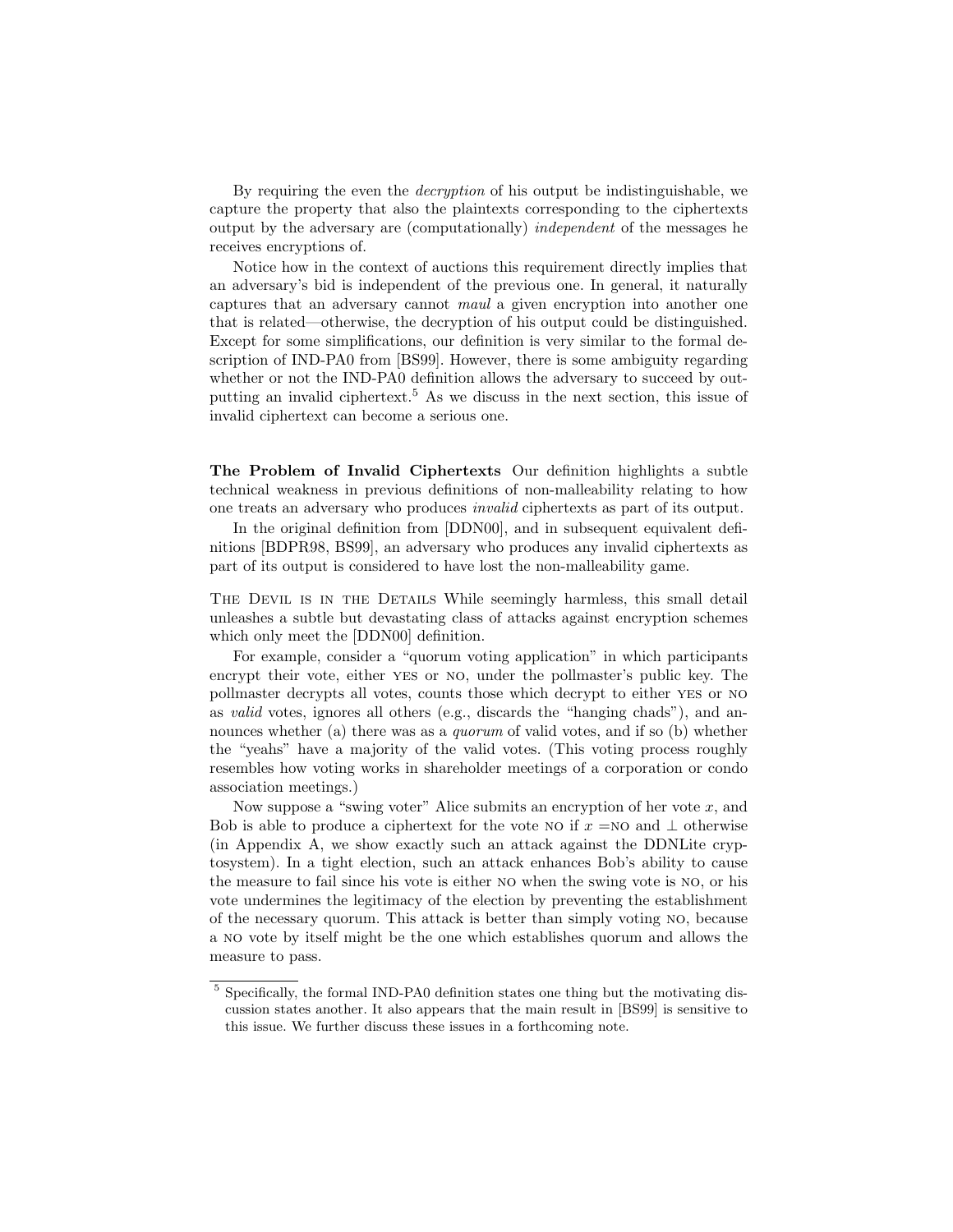By requiring the even the *decryption* of his output be indistinguishable, we capture the property that also the plaintexts corresponding to the ciphertexts output by the adversary are (computationally) *independent* of the messages he receives encryptions of.

Notice how in the context of auctions this requirement directly implies that an adversary's bid is independent of the previous one. In general, it naturally captures that an adversary cannot *maul* a given encryption into another one that is related—otherwise, the decryption of his output could be distinguished. Except for some simplifications, our definition is very similar to the formal description of IND-PA0 from [BS99]. However, there is some ambiguity regarding whether or not the IND-PA0 definition allows the adversary to succeed by outputting an invalid ciphertext.[5] As we discuss in the next section, this issue of invalid ciphertext can become a serious one.

**The Problem of Invalid Ciphertexts** Our definition highlights a subtle technical weakness in previous definitions of non-malleability relating to how one treats an adversary who produces *invalid* ciphertexts as part of its output.

In the original definition from [DDN00], and in subsequent equivalent definitions [BDPR98, BS99], an adversary who produces any invalid ciphertexts as part of its output is considered to have lost the non-malleability game.

The Devil is in the Details While seemingly harmless, this small detail unleashes a subtle but devastating class of attacks against encryption schemes which only meet the [DDN00] definition.

For example, consider a "quorum voting application" in which participants encrypt their vote, either yes or no, under the pollmaster's public key. The pollmaster decrypts all votes, counts those which decrypt to either yes or no as *valid* votes, ignores all others (e.g., discards the "hanging chads"), and announces whether (a) there was as a *quorum* of valid votes, and if so (b) whether the "yeahs" have a majority of the valid votes. (This voting process roughly resembles how voting works in shareholder meetings of a corporation or condo association meetings.)

Now suppose a "swing voter" Alice submits an encryption of her vote $x$, and Bob is able to produce a ciphertext for the vote no if $x =$no and $\perp$ otherwise (in Appendix A, we show exactly such an attack against the DDNLite cryptosystem). In a tight election, such an attack enhances Bob's ability to cause the measure to fail since his vote is either no when the swing vote is no, or his vote undermines the legitimacy of the election by preventing the establishment of the necessary quorum. This attack is better than simply voting no, because a no vote by itself might be the one which establishes quorum and allows the measure to pass.

[5] Specifically, the formal IND-PA0 definition states one thing but the motivating discussion states another. It also appears that the main result in [BS99] is sensitive to this issue. We further discuss these issues in a forthcoming note.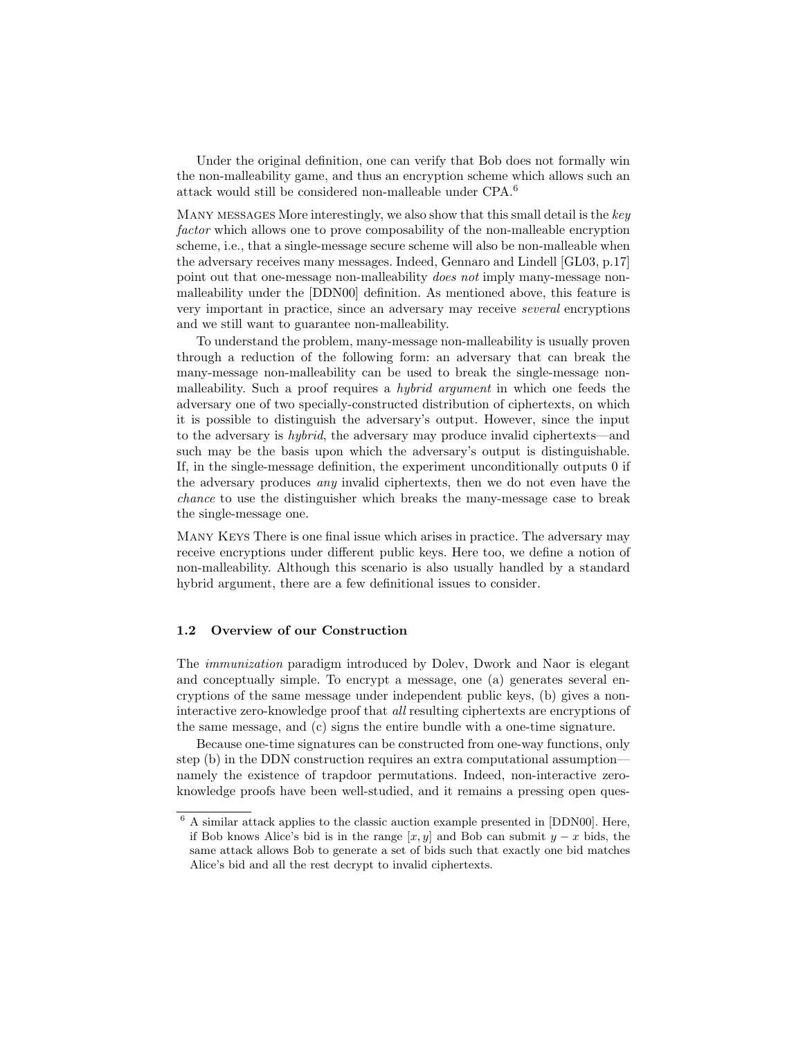Under the original definition, one can verify that Bob does not formally win the non-malleability game, and thus an encryption scheme which allows such an attack would still be considered non-malleable under CPA.[6]

Many messages More interestingly, we also show that this small detail is the *key factor* which allows one to prove composability of the non-malleable encryption scheme, i.e., that a single-message secure scheme will also be non-malleable when the adversary receives many messages. Indeed, Gennaro and Lindell [GL03, p.17] point out that one-message non-malleability *does not* imply many-message non-malleability under the [DDN00] definition. As mentioned above, this feature is very important in practice, since an adversary may receive *several* encryptions and we still want to guarantee non-malleability.

To understand the problem, many-message non-malleability is usually proven through a reduction of the following form: an adversary that can break the many-message non-malleability can be used to break the single-message non-malleability. Such a proof requires a *hybrid argument* in which one feeds the adversary one of two specially-constructed distribution of ciphertexts, on which it is possible to distinguish the adversary's output. However, since the input to the adversary is *hybrid*, the adversary may produce invalid ciphertexts—and such may be the basis upon which the adversary's output is distinguishable. If, in the single-message definition, the experiment unconditionally outputs 0 if the adversary produces *any* invalid ciphertexts, then we do not even have the *chance* to use the distinguisher which breaks the many-message case to break the single-message one.

Many Keys There is one final issue which arises in practice. The adversary may receive encryptions under different public keys. Here too, we define a notion of non-malleability. Although this scenario is also usually handled by a standard hybrid argument, there are a few definitional issues to consider.

### 1.2 Overview of our Construction

The *immunization* paradigm introduced by Dolev, Dwork and Naor is elegant and conceptually simple. To encrypt a message, one (a) generates several encryptions of the same message under independent public keys, (b) gives a non-interactive zero-knowledge proof that *all* resulting ciphertexts are encryptions of the same message, and (c) signs the entire bundle with a one-time signature.

Because one-time signatures can be constructed from one-way functions, only step (b) in the DDN construction requires an extra computational assumption—namely the existence of trapdoor permutations. Indeed, non-interactive zero-knowledge proofs have been well-studied, and it remains a pressing open ques-

---

[6] A similar attack applies to the classic auction example presented in [DDN00]. Here, if Bob knows Alice's bid is in the range $[x, y]$ and Bob can submit $y - x$ bids, the same attack allows Bob to generate a set of bids such that exactly one bid matches Alice's bid and all the rest decrypt to invalid ciphertexts.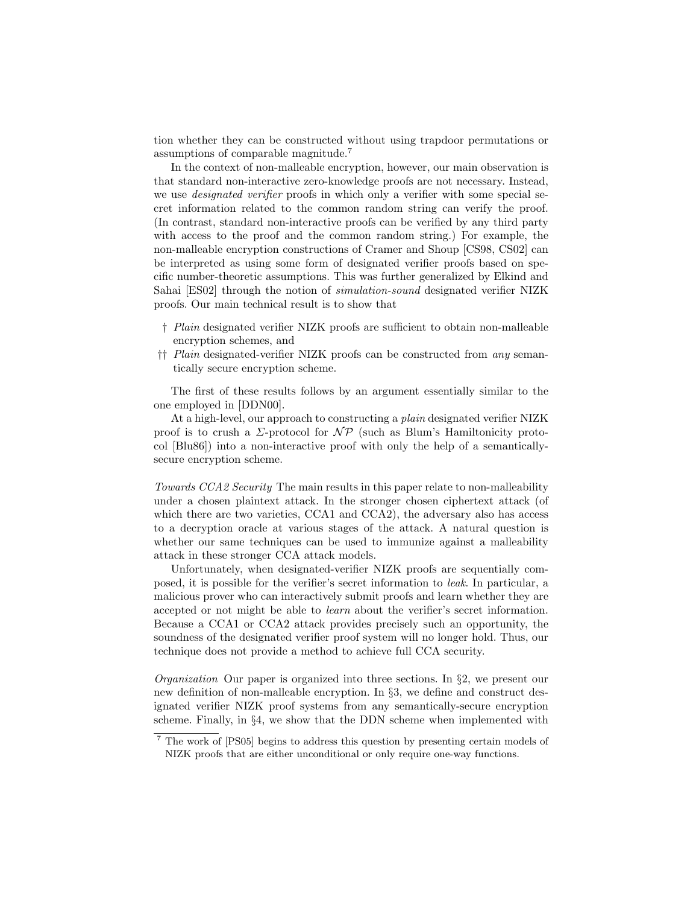tion whether they can be constructed without using trapdoor permutations or assumptions of comparable magnitude.[7]

In the context of non-malleable encryption, however, our main observation is that standard non-interactive zero-knowledge proofs are not necessary. Instead, we use *designated verifier* proofs in which only a verifier with some special secret information related to the common random string can verify the proof. (In contrast, standard non-interactive proofs can be verified by any third party with access to the proof and the common random string.) For example, the non-malleable encryption constructions of Cramer and Shoup [CS98, CS02] can be interpreted as using some form of designated verifier proofs based on specific number-theoretic assumptions. This was further generalized by Elkind and Sahai [ES02] through the notion of *simulation-sound* designated verifier NIZK proofs. Our main technical result is to show that

- † *Plain* designated verifier NIZK proofs are sufficient to obtain non-malleable encryption schemes, and
- †† *Plain* designated-verifier NIZK proofs can be constructed from *any* semantically secure encryption scheme.

The first of these results follows by an argument essentially similar to the one employed in [DDN00].

At a high-level, our approach to constructing a *plain* designated verifier NIZK proof is to crush a $\Sigma$-protocol for $\mathcal{NP}$ (such as Blum's Hamiltonicity protocol [Blu86]) into a non-interactive proof with only the help of a semantically-secure encryption scheme.

*Towards CCA2 Security* The main results in this paper relate to non-malleability under a chosen plaintext attack. In the stronger chosen ciphertext attack (of which there are two varieties, CCA1 and CCA2), the adversary also has access to a decryption oracle at various stages of the attack. A natural question is whether our same techniques can be used to immunize against a malleability attack in these stronger CCA attack models.

Unfortunately, when designated-verifier NIZK proofs are sequentially composed, it is possible for the verifier's secret information to *leak*. In particular, a malicious prover who can interactively submit proofs and learn whether they are accepted or not might be able to *learn* about the verifier's secret information. Because a CCA1 or CCA2 attack provides precisely such an opportunity, the soundness of the designated verifier proof system will no longer hold. Thus, our technique does not provide a method to achieve full CCA security.

*Organization* Our paper is organized into three sections. In §2, we present our new definition of non-malleable encryption. In §3, we define and construct designated verifier NIZK proof systems from any semantically-secure encryption scheme. Finally, in §4, we show that the DDN scheme when implemented with

[7] The work of [PS05] begins to address this question by presenting certain models of NIZK proofs that are either unconditional or only require one-way functions.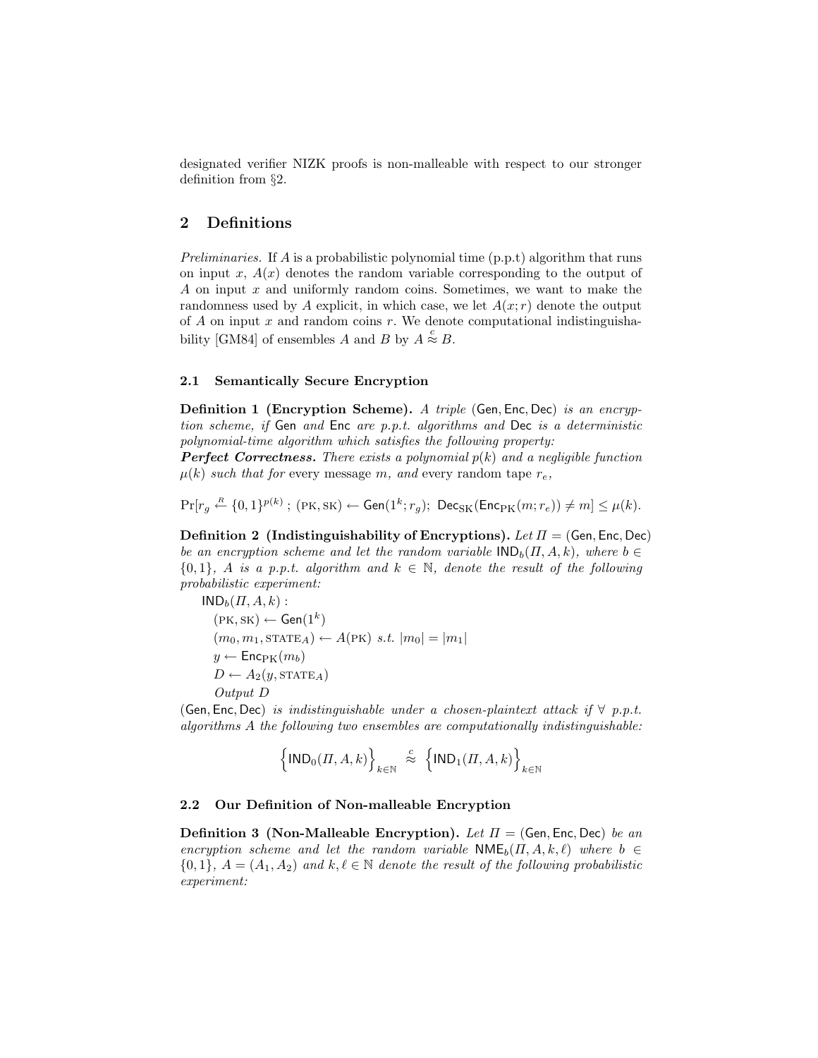designated verifier NIZK proofs is non-malleable with respect to our stronger definition from §2.

## 2 Definitions

*Preliminaries.* If $A$ is a probabilistic polynomial time (p.p.t) algorithm that runs on input $x$, $A(x)$ denotes the random variable corresponding to the output of $A$ on input $x$ and uniformly random coins. Sometimes, we want to make the randomness used by $A$ explicit, in which case, we let $A(x;r)$ denote the output of $A$ on input $x$ and random coins $r$. We denote computational indistinguishability [GM84] of ensembles $A$ and $B$ by $A \stackrel{c}{\approx} B$.

### 2.1 Semantically Secure Encryption

**Definition 1 (Encryption Scheme).** *A triple* (Gen, Enc, Dec) *is an encryption scheme, if* Gen *and* Enc *are p.p.t. algorithms and* Dec *is a deterministic polynomial-time algorithm which satisfies the following property:*
***Perfect Correctness.*** *There exists a polynomial $p(k)$ and a negligible function $\mu(k)$ such that for* every message *$m$, and* every random tape *$r_e$,*

$$\Pr[r_g \stackrel{R}{\leftarrow} \{0,1\}^{p(k)}\ ;\ (\text{PK}, \text{SK}) \leftarrow \mathsf{Gen}(1^k; r_g);\ \mathsf{Dec}_{\text{SK}}(\mathsf{Enc}_{\text{PK}}(m; r_e)) \neq m] \leq \mu(k).$$

**Definition 2 (Indistinguishability of Encryptions).** *Let $\Pi = (\mathsf{Gen}, \mathsf{Enc}, \mathsf{Dec})$ be an encryption scheme and let the random variable $\mathsf{IND}_b(\Pi, A, k)$, where $b \in \{0,1\}$, $A$ is a p.p.t. algorithm and $k \in \mathbb{N}$, denote the result of the following probabilistic experiment:*

$\mathsf{IND}_b(\Pi, A, k)$ :
$(\text{PK}, \text{SK}) \leftarrow \mathsf{Gen}(1^k)$
$(m_0, m_1, \text{STATE}_A) \leftarrow A(\text{PK})$ *s.t.* $|m_0| = |m_1|$
$y \leftarrow \mathsf{Enc}_{\text{PK}}(m_b)$
$D \leftarrow A_2(y, \text{STATE}_A)$
*Output $D$*

(Gen, Enc, Dec) *is indistinguishable under a chosen-plaintext attack if $\forall$ p.p.t. algorithms $A$ the following two ensembles are computationally indistinguishable:*

$$\left\{\mathsf{IND}_0(\Pi, A, k)\right\}_{k \in \mathbb{N}} \stackrel{c}{\approx} \left\{\mathsf{IND}_1(\Pi, A, k)\right\}_{k \in \mathbb{N}}$$

### 2.2 Our Definition of Non-malleable Encryption

**Definition 3 (Non-Malleable Encryption).** *Let $\Pi = (\mathsf{Gen}, \mathsf{Enc}, \mathsf{Dec})$ be an encryption scheme and let the random variable $\mathsf{NME}_b(\Pi, A, k, \ell)$ where $b \in \{0,1\}$, $A = (A_1, A_2)$ and $k, \ell \in \mathbb{N}$ denote the result of the following probabilistic experiment:*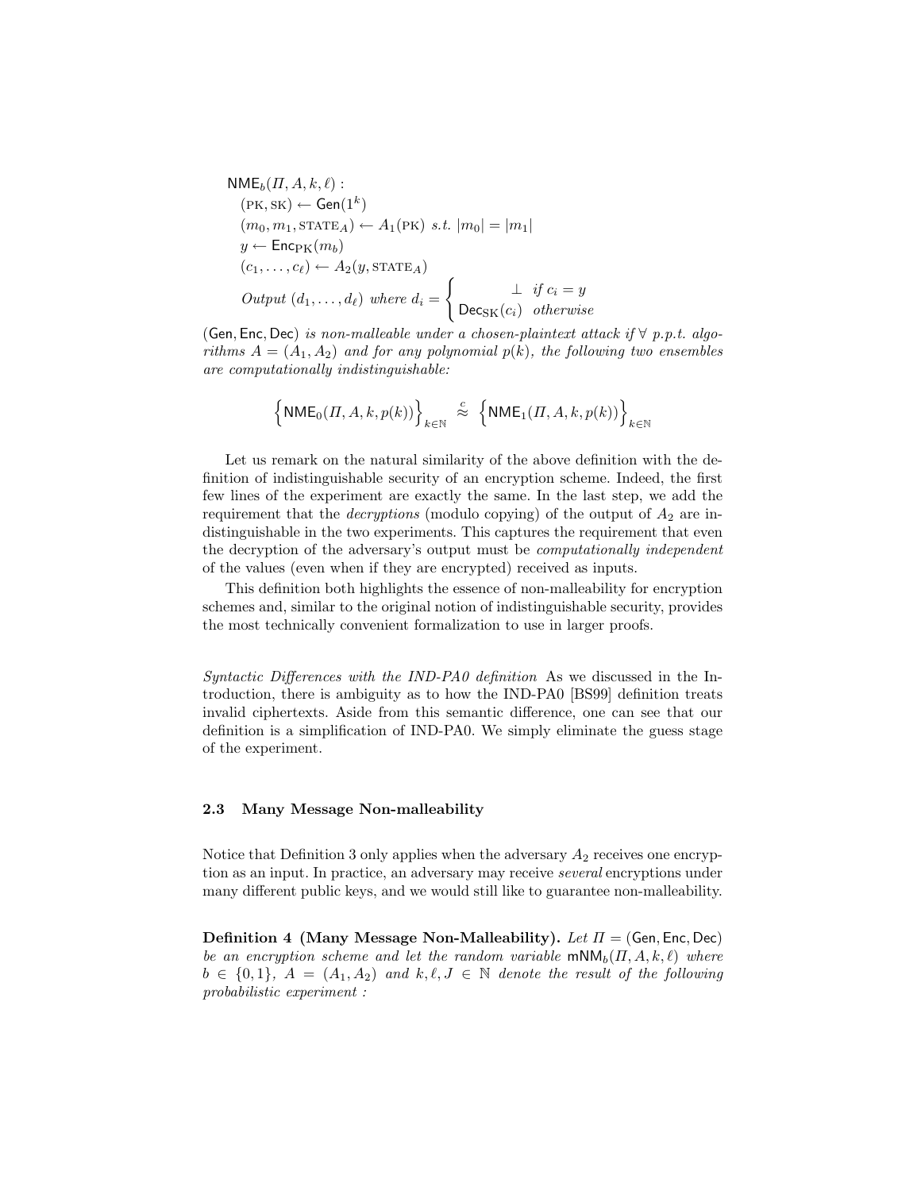$\mathsf{NME}_b(\Pi, A, k, \ell)$ :

$(\text{PK}, \text{SK}) \leftarrow \mathsf{Gen}(1^k)$

$(m_0, m_1, \text{STATE}_A) \leftarrow A_1(\text{PK})$ *s.t.* $|m_0| = |m_1|$

$y \leftarrow \mathsf{Enc}_{\text{PK}}(m_b)$

$(c_1, \ldots, c_\ell) \leftarrow A_2(y, \text{STATE}_A)$

*Output* $(d_1, \ldots, d_\ell)$ *where* $d_i = \begin{cases} \perp & \text{if } c_i = y \\ \mathsf{Dec}_{\text{SK}}(c_i) & \text{otherwise} \end{cases}$

$(\mathsf{Gen}, \mathsf{Enc}, \mathsf{Dec})$ *is non-malleable under a chosen-plaintext attack if* $\forall$ *p.p.t. algorithms* $A = (A_1, A_2)$ *and for any polynomial* $p(k)$*, the following two ensembles are computationally indistinguishable:*

$$\Big\{\mathsf{NME}_0(\Pi, A, k, p(k))\Big\}_{k \in \mathbb{N}} \overset{c}{\approx} \Big\{\mathsf{NME}_1(\Pi, A, k, p(k))\Big\}_{k \in \mathbb{N}}$$

Let us remark on the natural similarity of the above definition with the definition of indistinguishable security of an encryption scheme. Indeed, the first few lines of the experiment are exactly the same. In the last step, we add the requirement that the *decryptions* (modulo copying) of the output of $A_2$ are indistinguishable in the two experiments. This captures the requirement that even the decryption of the adversary's output must be *computationally independent* of the values (even when if they are encrypted) received as inputs.

This definition both highlights the essence of non-malleability for encryption schemes and, similar to the original notion of indistinguishable security, provides the most technically convenient formalization to use in larger proofs.

*Syntactic Differences with the IND-PA0 definition* As we discussed in the Introduction, there is ambiguity as to how the IND-PA0 [BS99] definition treats invalid ciphertexts. Aside from this semantic difference, one can see that our definition is a simplification of IND-PA0. We simply eliminate the guess stage of the experiment.

### 2.3 Many Message Non-malleability

Notice that Definition 3 only applies when the adversary $A_2$ receives one encryption as an input. In practice, an adversary may receive *several* encryptions under many different public keys, and we would still like to guarantee non-malleability.

**Definition 4 (Many Message Non-Malleability).** *Let* $\Pi = (\mathsf{Gen}, \mathsf{Enc}, \mathsf{Dec})$ *be an encryption scheme and let the random variable* $\mathsf{mNM}_b(\Pi, A, k, \ell)$ *where* $b \in \{0, 1\}$*,* $A = (A_1, A_2)$ *and* $k, \ell, J \in \mathbb{N}$ *denote the result of the following probabilistic experiment :*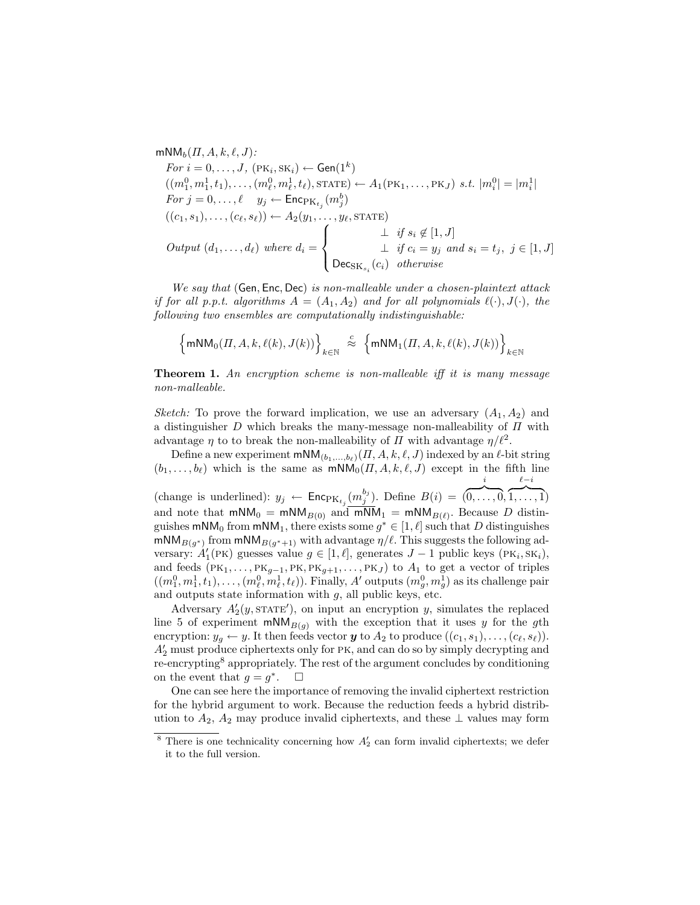$\mathsf{mNM}_b(\Pi, A, k, \ell, J)$:

*For* $i = 0, \ldots, J$, $(\text{PK}_i, \text{SK}_i) \leftarrow \mathsf{Gen}(1^k)$

$((m_1^0, m_1^1, t_1), \ldots, (m_\ell^0, m_\ell^1, t_\ell), \text{STATE}) \leftarrow A_1(\text{PK}_1, \ldots, \text{PK}_J)$ *s.t.* $|m_i^0| = |m_i^1|$

*For* $j = 0, \ldots, \ell \quad y_j \leftarrow \mathsf{Enc}_{\text{PK}_{t_j}}(m_j^b)$

$((c_1, s_1), \ldots, (c_\ell, s_\ell)) \leftarrow A_2(y_1, \ldots, y_\ell, \text{STATE})$

*Output* $(d_1, \ldots, d_\ell)$ *where* $d_i = \begin{cases} \perp & \text{if } s_i \notin [1, J] \\ \perp & \text{if } c_i = y_j \text{ and } s_i = t_j,\ j \in [1, J] \\ \mathsf{Dec}_{\text{SK}_{s_i}}(c_i) & \text{otherwise} \end{cases}$

*We say that* (Gen, Enc, Dec) *is non-malleable under a chosen-plaintext attack if for all p.p.t. algorithms* $A = (A_1, A_2)$ *and for all polynomials* $\ell(\cdot), J(\cdot)$*, the following two ensembles are computationally indistinguishable:*

$$\Big\{\mathsf{mNM}_0(\Pi, A, k, \ell(k), J(k))\Big\}_{k\in\mathbb{N}} \overset{c}{\approx} \Big\{\mathsf{mNM}_1(\Pi, A, k, \ell(k), J(k))\Big\}_{k\in\mathbb{N}}$$

**Theorem 1.** *An encryption scheme is non-malleable iff it is many message non-malleable.*

*Sketch:* To prove the forward implication, we use an adversary $(A_1, A_2)$ and a distinguisher $D$ which breaks the many-message non-malleability of $\Pi$ with advantage $\eta$ to to break the non-malleability of $\Pi$ with advantage $\eta/\ell^2$.

Define a new experiment $\mathsf{mNM}_{(b_1,\ldots,b_\ell)}(\Pi, A, k, \ell, J)$ indexed by an $\ell$-bit string $(b_1, \ldots, b_\ell)$ which is the same as $\mathsf{mNM}_0(\Pi, A, k, \ell, J)$ except in the fifth line (change is underlined): $y_j \leftarrow \mathsf{Enc}_{\text{PK}_{t_j}}(\underline{m_j^{b_j}})$. Define $B(i) = (\overbrace{0, \ldots, 0}^{i}, \overbrace{1, \ldots, 1}^{\ell-i})$ and note that $\mathsf{mNM}_0 = \mathsf{mNM}_{B(0)}$ and $\mathsf{mNM}_1 = \mathsf{mNM}_{B(\ell)}$. Because $D$ distinguishes $\mathsf{mNM}_0$ from $\mathsf{mNM}_1$, there exists some $g^* \in [1, \ell]$ such that $D$ distinguishes $\mathsf{mNM}_{B(g^*)}$ from $\mathsf{mNM}_{B(g^*+1)}$ with advantage $\eta/\ell$. This suggests the following adversary: $A_1'(\text{PK})$ guesses value $g \in [1, \ell]$, generates $J - 1$ public keys $(\text{PK}_i, \text{SK}_i)$, and feeds $(\text{PK}_1, \ldots, \text{PK}_{g-1}, \text{PK}, \text{PK}_{g+1}, \ldots, \text{PK}_J)$ to $A_1$ to get a vector of triples $((m_1^0, m_1^1, t_1), \ldots, (m_\ell^0, m_\ell^1, t_\ell))$. Finally, $A'$ outputs $(m_g^0, m_g^1)$ as its challenge pair and outputs state information with $g$, all public keys, etc.

Adversary $A_2'(y, \text{STATE}')$, on input an encryption $y$, simulates the replaced line 5 of experiment $\mathsf{mNM}_{B(g)}$ with the exception that it uses $y$ for the $g$th encryption: $y_g \leftarrow y$. It then feeds vector $\boldsymbol{y}$ to $A_2$ to produce $((c_1, s_1), \ldots, (c_\ell, s_\ell))$. $A_2'$ must produce ciphertexts only for PK, and can do so by simply decrypting and re-encrypting[8] appropriately. The rest of the argument concludes by conditioning on the event that $g = g^*$. $\square$

One can see here the importance of removing the invalid ciphertext restriction for the hybrid argument to work. Because the reduction feeds a hybrid distribution to $A_2$, $A_2$ may produce invalid ciphertexts, and these $\perp$ values may form

---

[8] There is one technicality concerning how $A_2'$ can form invalid ciphertexts; we defer it to the full version.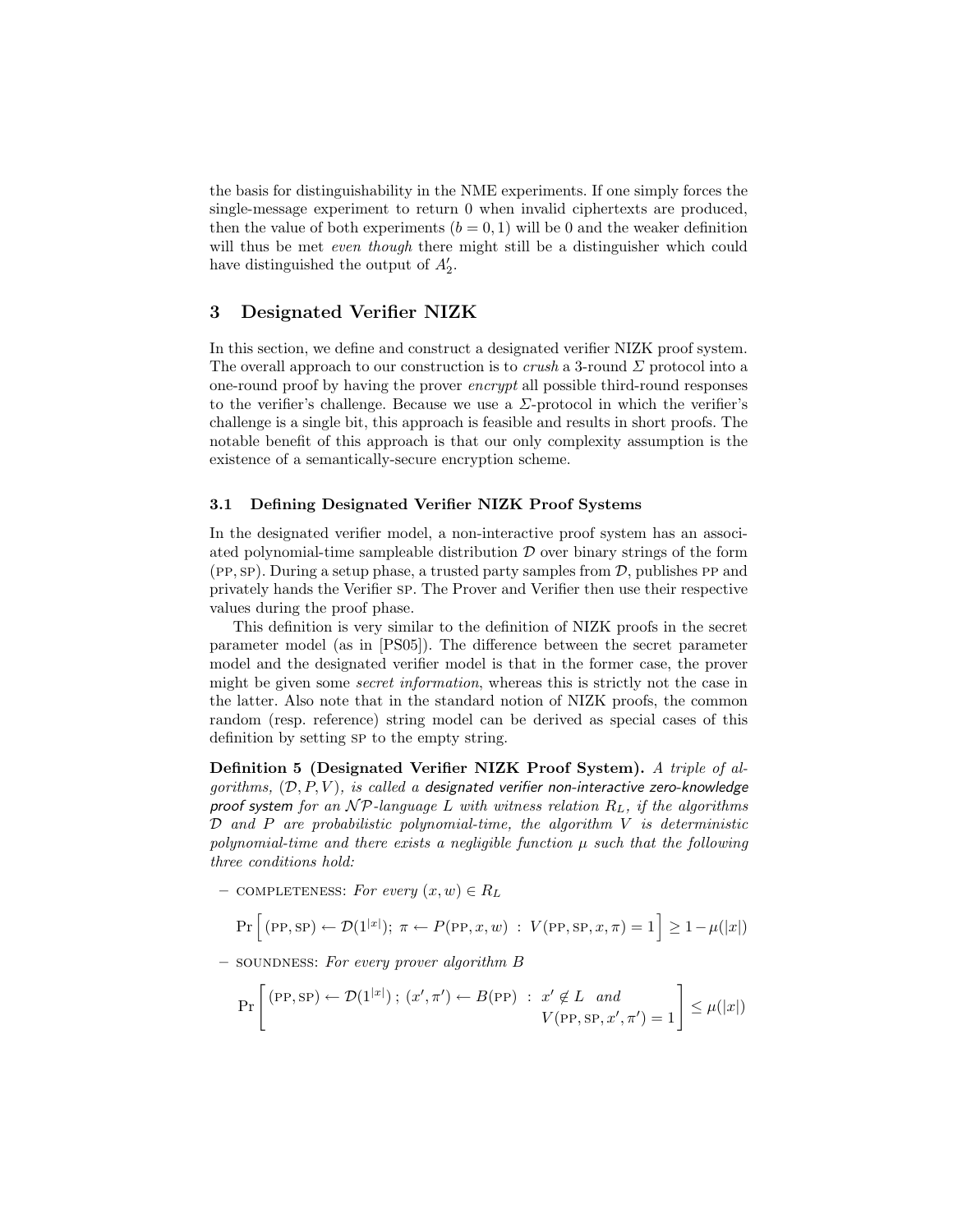the basis for distinguishability in the NME experiments. If one simply forces the single-message experiment to return 0 when invalid ciphertexts are produced, then the value of both experiments ($b = 0, 1$) will be 0 and the weaker definition will thus be met *even though* there might still be a distinguisher which could have distinguished the output of $A_2'$.

## 3 Designated Verifier NIZK

In this section, we define and construct a designated verifier NIZK proof system. The overall approach to our construction is to *crush* a 3-round $\Sigma$ protocol into a one-round proof by having the prover *encrypt* all possible third-round responses to the verifier's challenge. Because we use a $\Sigma$-protocol in which the verifier's challenge is a single bit, this approach is feasible and results in short proofs. The notable benefit of this approach is that our only complexity assumption is the existence of a semantically-secure encryption scheme.

### 3.1 Defining Designated Verifier NIZK Proof Systems

In the designated verifier model, a non-interactive proof system has an associated polynomial-time sampleable distribution $\mathcal{D}$ over binary strings of the form $(\textsc{pp}, \textsc{sp})$. During a setup phase, a trusted party samples from $\mathcal{D}$, publishes $\textsc{pp}$ and privately hands the Verifier $\textsc{sp}$. The Prover and Verifier then use their respective values during the proof phase.

This definition is very similar to the definition of NIZK proofs in the secret parameter model (as in [PS05]). The difference between the secret parameter model and the designated verifier model is that in the former case, the prover might be given some *secret information*, whereas this is strictly not the case in the latter. Also note that in the standard notion of NIZK proofs, the common random (resp. reference) string model can be derived as special cases of this definition by setting $\textsc{sp}$ to the empty string.

**Definition 5 (Designated Verifier NIZK Proof System).** *A triple of algorithms, $(\mathcal{D}, P, V)$, is called a designated verifier non-interactive zero-knowledge proof system for an $\mathcal{NP}$-language $L$ with witness relation $R_L$, if the algorithms $\mathcal{D}$ and $P$ are probabilistic polynomial-time, the algorithm $V$ is deterministic polynomial-time and there exists a negligible function $\mu$ such that the following three conditions hold:*

– COMPLETENESS: *For every $(x, w) \in R_L$*

$$\Pr\Big[(\textsc{pp}, \textsc{sp}) \leftarrow \mathcal{D}(1^{|x|});\ \pi \leftarrow P(\textsc{pp}, x, w)\ :\ V(\textsc{pp}, \textsc{sp}, x, \pi) = 1\Big] \geq 1 - \mu(|x|)$$

– SOUNDNESS: *For every prover algorithm $B$*

$$\Pr\left[\begin{array}{l}(\textsc{pp}, \textsc{sp}) \leftarrow \mathcal{D}(1^{|x|})\ ;\ (x', \pi') \leftarrow B(\textsc{pp})\ :\ x' \notin L \ \ and \\ \hfill V(\textsc{pp}, \textsc{sp}, x', \pi') = 1\end{array}\right] \leq \mu(|x|)$$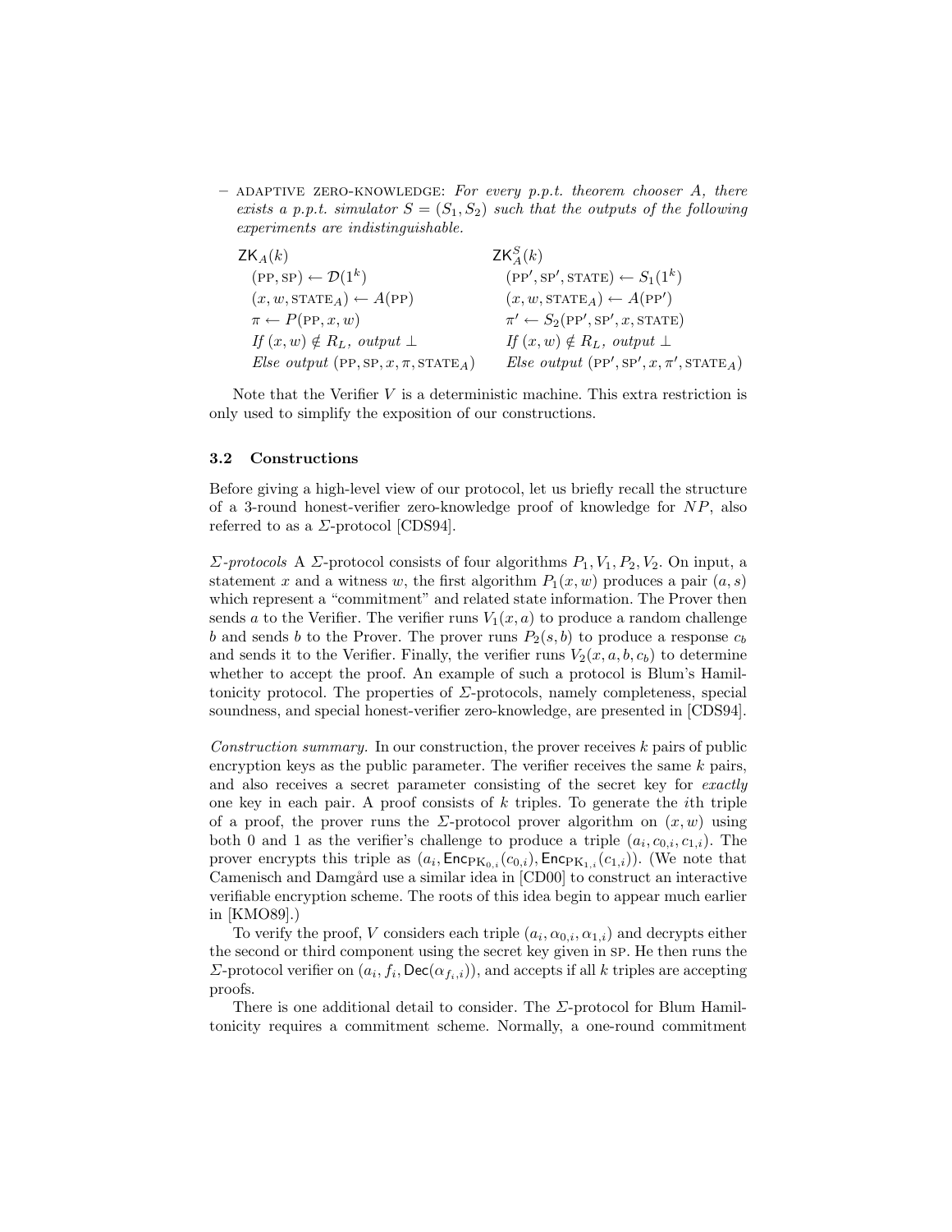– ADAPTIVE ZERO-KNOWLEDGE: *For every p.p.t. theorem chooser $A$, there exists a p.p.t. simulator $S = (S_1, S_2)$ such that the outputs of the following experiments are indistinguishable.*

| $\mathsf{ZK}_A(k)$ | $\mathsf{ZK}_A^S(k)$ |
|---|---|
| $(\text{PP}, \text{SP}) \leftarrow \mathcal{D}(1^k)$ | $(\text{PP}', \text{SP}', \text{STATE}) \leftarrow S_1(1^k)$ |
| $(x, w, \text{STATE}_A) \leftarrow A(\text{PP})$ | $(x, w, \text{STATE}_A) \leftarrow A(\text{PP}')$ |
| $\pi \leftarrow P(\text{PP}, x, w)$ | $\pi' \leftarrow S_2(\text{PP}', \text{SP}', x, \text{STATE})$ |
| *If* $(x, w) \notin R_L$*, output* $\perp$ | *If* $(x, w) \notin R_L$*, output* $\perp$ |
| *Else output* $(\text{PP}, \text{SP}, x, \pi, \text{STATE}_A)$ | *Else output* $(\text{PP}', \text{SP}', x, \pi', \text{STATE}_A)$ |

Note that the Verifier $V$ is a deterministic machine. This extra restriction is only used to simplify the exposition of our constructions.

### 3.2 Constructions

Before giving a high-level view of our protocol, let us briefly recall the structure of a 3-round honest-verifier zero-knowledge proof of knowledge for $NP$, also referred to as a $\Sigma$-protocol [CDS94].

*$\Sigma$-protocols* A $\Sigma$-protocol consists of four algorithms $P_1, V_1, P_2, V_2$. On input, a statement $x$ and a witness $w$, the first algorithm $P_1(x, w)$ produces a pair $(a, s)$ which represent a "commitment" and related state information. The Prover then sends $a$ to the Verifier. The verifier runs $V_1(x, a)$ to produce a random challenge $b$ and sends $b$ to the Prover. The prover runs $P_2(s, b)$ to produce a response $c_b$ and sends it to the Verifier. Finally, the verifier runs $V_2(x, a, b, c_b)$ to determine whether to accept the proof. An example of such a protocol is Blum's Hamiltonicity protocol. The properties of $\Sigma$-protocols, namely completeness, special soundness, and special honest-verifier zero-knowledge, are presented in [CDS94].

*Construction summary.* In our construction, the prover receives $k$ pairs of public encryption keys as the public parameter. The verifier receives the same $k$ pairs, and also receives a secret parameter consisting of the secret key for *exactly* one key in each pair. A proof consists of $k$ triples. To generate the $i$th triple of a proof, the prover runs the $\Sigma$-protocol prover algorithm on $(x, w)$ using both 0 and 1 as the verifier's challenge to produce a triple $(a_i, c_{0,i}, c_{1,i})$. The prover encrypts this triple as $(a_i, \mathsf{Enc}_{\text{PK}_{0,i}}(c_{0,i}), \mathsf{Enc}_{\text{PK}_{1,i}}(c_{1,i}))$. (We note that Camenisch and Damgård use a similar idea in [CD00] to construct an interactive verifiable encryption scheme. The roots of this idea begin to appear much earlier in [KMO89].)

To verify the proof, $V$ considers each triple $(a_i, \alpha_{0,i}, \alpha_{1,i})$ and decrypts either the second or third component using the secret key given in SP. He then runs the $\Sigma$-protocol verifier on $(a_i, f_i, \mathsf{Dec}(\alpha_{f_i,i}))$, and accepts if all $k$ triples are accepting proofs.

There is one additional detail to consider. The $\Sigma$-protocol for Blum Hamiltonicity requires a commitment scheme. Normally, a one-round commitment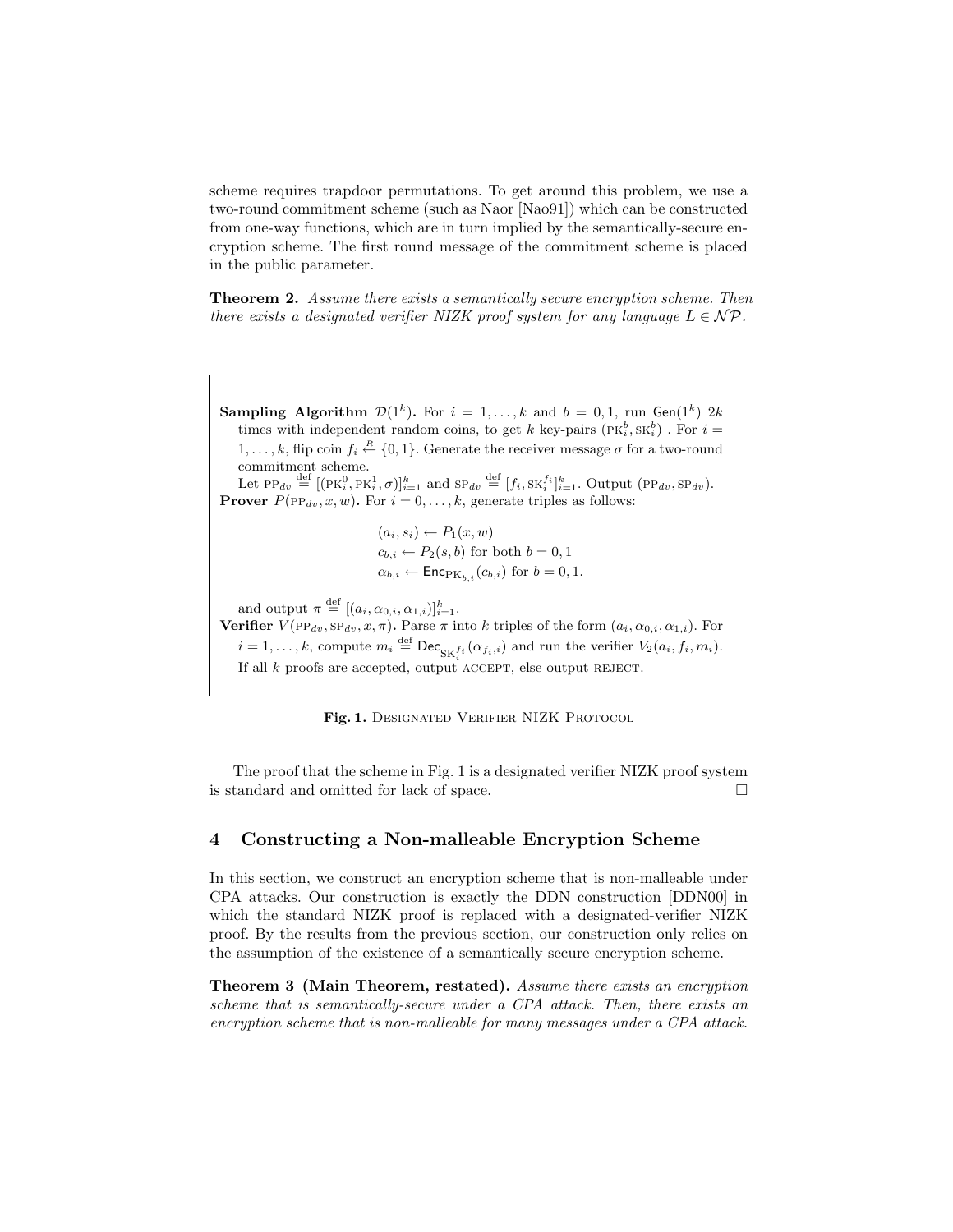scheme requires trapdoor permutations. To get around this problem, we use a two-round commitment scheme (such as Naor [Nao91]) which can be constructed from one-way functions, which are in turn implied by the semantically-secure encryption scheme. The first round message of the commitment scheme is placed in the public parameter.

**Theorem 2.** *Assume there exists a semantically secure encryption scheme. Then there exists a designated verifier NIZK proof system for any language $L \in \mathcal{NP}$.*

---

**Sampling Algorithm** $\mathcal{D}(1^k)$**.** For $i = 1, \ldots, k$ and $b = 0, 1$, run $\mathsf{Gen}(1^k)$ $2k$ times with independent random coins, to get $k$ key-pairs $(\text{PK}_i^b, \text{SK}_i^b)$ . For $i = 1, \ldots, k$, flip coin $f_i \overset{R}{\leftarrow} \{0, 1\}$. Generate the receiver message $\sigma$ for a two-round commitment scheme.
Let $\text{PP}_{dv} \overset{\text{def}}{=} [(\text{PK}_i^0, \text{PK}_i^1, \sigma)]_{i=1}^k$ and $\text{SP}_{dv} \overset{\text{def}}{=} [f_i, \text{SK}_i^{f_i}]_{i=1}^k$. Output $(\text{PP}_{dv}, \text{SP}_{dv})$.

**Prover** $P(\text{PP}_{dv}, x, w)$**.** For $i = 0, \ldots, k$, generate triples as follows:

$$(a_i, s_i) \leftarrow P_1(x, w)$$
$$c_{b,i} \leftarrow P_2(s, b) \text{ for both } b = 0, 1$$
$$\alpha_{b,i} \leftarrow \mathsf{Enc}_{\text{PK}_{b,i}}(c_{b,i}) \text{ for } b = 0, 1.$$

and output $\pi \overset{\text{def}}{=} [(a_i, \alpha_{0,i}, \alpha_{1,i})]_{i=1}^k$.

**Verifier** $V(\text{PP}_{dv}, \text{SP}_{dv}, x, \pi)$**.** Parse $\pi$ into $k$ triples of the form $(a_i, \alpha_{0,i}, \alpha_{1,i})$. For $i = 1, \ldots, k$, compute $m_i \overset{\text{def}}{=} \mathsf{Dec}_{\text{SK}_i^{f_i}}(\alpha_{f_i,i})$ and run the verifier $V_2(a_i, f_i, m_i)$. If all $k$ proofs are accepted, output ACCEPT, else output REJECT.

---

**Fig. 1.** Designated Verifier NIZK Protocol

The proof that the scheme in Fig. 1 is a designated verifier NIZK proof system is standard and omitted for lack of space. □

## 4 Constructing a Non-malleable Encryption Scheme

In this section, we construct an encryption scheme that is non-malleable under CPA attacks. Our construction is exactly the DDN construction [DDN00] in which the standard NIZK proof is replaced with a designated-verifier NIZK proof. By the results from the previous section, our construction only relies on the assumption of the existence of a semantically secure encryption scheme.

**Theorem 3 (Main Theorem, restated).** *Assume there exists an encryption scheme that is semantically-secure under a CPA attack. Then, there exists an encryption scheme that is non-malleable for many messages under a CPA attack.*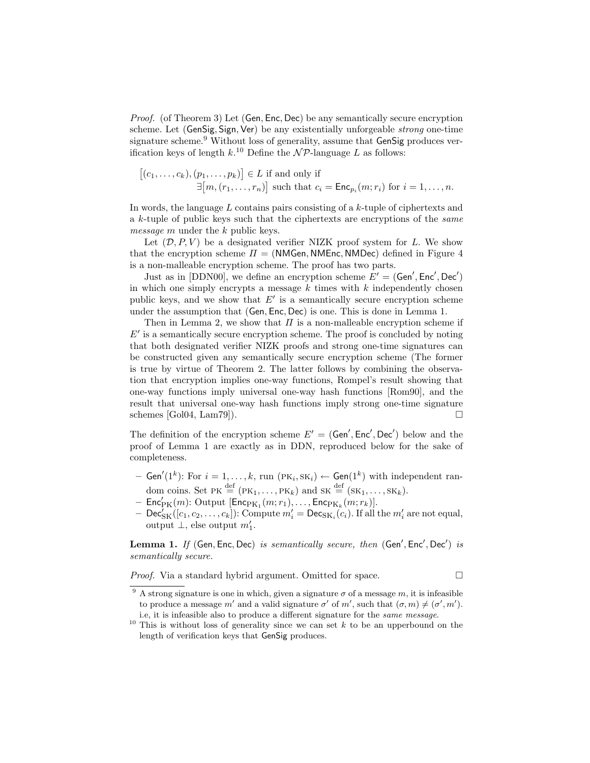*Proof.* (of Theorem 3) Let (Gen, Enc, Dec) be any semantically secure encryption scheme. Let (GenSig, Sign, Ver) be any existentially unforgeable *strong* one-time signature scheme.[9] Without loss of generality, assume that GenSig produces verification keys of length $k$.[10] Define the $\mathcal{NP}$-language $L$ as follows:

$$\big[(c_1, \ldots, c_k), (p_1, \ldots, p_k)\big] \in L \text{ if and only if}$$
$$\exists\big[m, (r_1, \ldots, r_n)\big] \text{ such that } c_i = \mathsf{Enc}_{p_i}(m; r_i) \text{ for } i = 1, \ldots, n.$$

In words, the language $L$ contains pairs consisting of a $k$-tuple of ciphertexts and a $k$-tuple of public keys such that the ciphertexts are encryptions of the *same message* $m$ under the $k$ public keys.

Let $(\mathcal{D}, P, V)$ be a designated verifier NIZK proof system for $L$. We show that the encryption scheme $\Pi = (\mathsf{NMGen}, \mathsf{NMEnc}, \mathsf{NMDec})$ defined in Figure 4 is a non-malleable encryption scheme. The proof has two parts.

Just as in [DDN00], we define an encryption scheme $E' = (\mathsf{Gen}', \mathsf{Enc}', \mathsf{Dec}')$ in which one simply encrypts a message $k$ times with $k$ independently chosen public keys, and we show that $E'$ is a semantically secure encryption scheme under the assumption that (Gen, Enc, Dec) is one. This is done in Lemma 1.

Then in Lemma 2, we show that $\Pi$ is a non-malleable encryption scheme if $E'$ is a semantically secure encryption scheme. The proof is concluded by noting that both designated verifier NIZK proofs and strong one-time signatures can be constructed given any semantically secure encryption scheme (The former is true by virtue of Theorem 2. The latter follows by combining the observation that encryption implies one-way functions, Rompel's result showing that one-way functions imply universal one-way hash functions [Rom90], and the result that universal one-way hash functions imply strong one-time signature schemes [Gol04, Lam79]). □

The definition of the encryption scheme $E' = (\mathsf{Gen}', \mathsf{Enc}', \mathsf{Dec}')$ below and the proof of Lemma 1 are exactly as in DDN, reproduced below for the sake of completeness.

- $\mathsf{Gen}'(1^k)$: For $i = 1, \ldots, k$, run $(\text{PK}_i, \text{SK}_i) \leftarrow \mathsf{Gen}(1^k)$ with independent random coins. Set $\text{PK} \stackrel{\text{def}}{=} (\text{PK}_1, \ldots, \text{PK}_k)$ and $\text{SK} \stackrel{\text{def}}{=} (\text{SK}_1, \ldots, \text{SK}_k)$.
- $\mathsf{Enc}'_{\text{PK}}(m)$: Output $[\mathsf{Enc}_{\text{PK}_1}(m; r_1), \ldots, \mathsf{Enc}_{\text{PK}_k}(m; r_k)]$.
- $\mathsf{Dec}'_{\text{SK}}([c_1, c_2, \ldots, c_k])$: Compute $m'_i = \mathsf{Dec}_{\text{SK}_i}(c_i)$. If all the $m'_i$ are not equal, output $\perp$, else output $m'_1$.

**Lemma 1.** *If* (Gen, Enc, Dec) *is semantically secure, then* $(\mathsf{Gen}', \mathsf{Enc}', \mathsf{Dec}')$ *is semantically secure.*

*Proof.* Via a standard hybrid argument. Omitted for space. □

[9] A strong signature is one in which, given a signature $\sigma$ of a message $m$, it is infeasible to produce a message $m'$ and a valid signature $\sigma'$ of $m'$, such that $(\sigma, m) \neq (\sigma', m')$. i.e, it is infeasible also to produce a different signature for the *same message*.

[10] This is without loss of generality since we can set $k$ to be an upperbound on the length of verification keys that GenSig produces.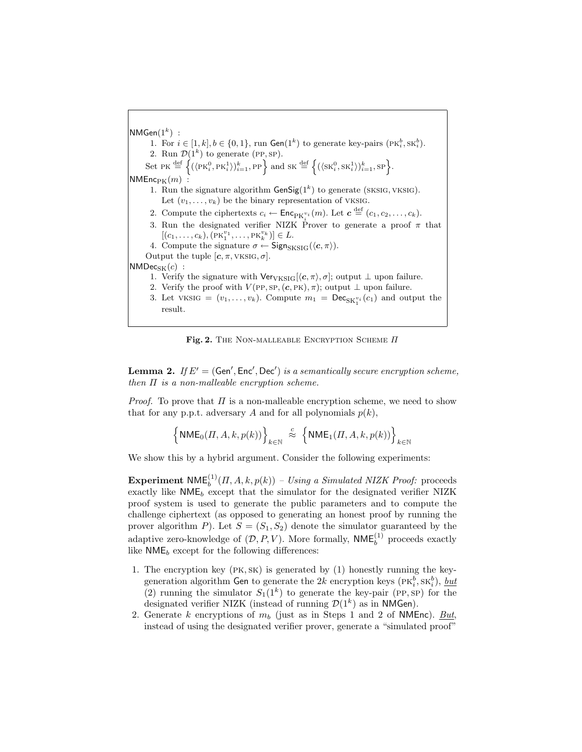$\mathsf{NMGen}(1^k)$ :

1. For $i \in [1,k], b \in \{0,1\}$, run $\mathsf{Gen}(1^k)$ to generate key-pairs $(\text{PK}_i^b, \text{SK}_i^b)$.
2. Run $\mathcal{D}(1^k)$ to generate $(\text{PP}, \text{SP})$.

Set $\text{PK} \stackrel{\text{def}}{=} \left\{(\langle \text{PK}_i^0, \text{PK}_i^1 \rangle)_{i=1}^k, \text{PP}\right\}$ and $\text{SK} \stackrel{\text{def}}{=} \left\{(\langle \text{SK}_i^0, \text{SK}_i^1 \rangle)_{i=1}^k, \text{SP}\right\}$.

$\mathsf{NMEnc}_{\text{PK}}(m)$ :

1. Run the signature algorithm $\mathsf{GenSig}(1^k)$ to generate $(\text{SKSIG}, \text{VKSIG})$. Let $(v_1, \ldots, v_k)$ be the binary representation of VKSIG.
2. Compute the ciphertexts $c_i \leftarrow \mathsf{Enc}_{\text{PK}_i^{v_i}}(m)$. Let $\boldsymbol{c} \stackrel{\text{def}}{=} (c_1, c_2, \ldots, c_k)$.
3. Run the designated verifier NIZK Prover to generate a proof $\pi$ that $[(c_1, \ldots, c_k), (\text{PK}_1^{v_1}, \ldots, \text{PK}_k^{v_k})] \in L$.
4. Compute the signature $\sigma \leftarrow \mathsf{Sign}_{\text{SKSIG}}(\langle \boldsymbol{c}, \pi \rangle)$.

Output the tuple $[\boldsymbol{c}, \pi, \text{VKSIG}, \sigma]$.

$\mathsf{NMDec}_{\text{SK}}(c)$ :

1. Verify the signature with $\mathsf{Ver}_{\text{VKSIG}}[\langle \boldsymbol{c}, \pi \rangle, \sigma]$; output $\perp$ upon failure.
2. Verify the proof with $V(\text{PP}, \text{SP}, (\boldsymbol{c}, \text{PK}), \pi)$; output $\perp$ upon failure.
3. Let $\text{VKSIG} = (v_1, \ldots, v_k)$. Compute $m_1 = \mathsf{Dec}_{\text{SK}_1^{v_1}}(c_1)$ and output the result.

**Fig. 2.** The Non-malleable Encryption Scheme $\Pi$

**Lemma 2.** *If $E' = (\mathsf{Gen}', \mathsf{Enc}', \mathsf{Dec}')$ is a semantically secure encryption scheme, then $\Pi$ is a non-malleable encryption scheme.*

*Proof.* To prove that $\Pi$ is a non-malleable encryption scheme, we need to show that for any p.p.t. adversary $A$ and for all polynomials $p(k)$,

$$\left\{\mathsf{NME}_0(\Pi, A, k, p(k))\right\}_{k \in \mathbb{N}} \stackrel{c}{\approx} \left\{\mathsf{NME}_1(\Pi, A, k, p(k))\right\}_{k \in \mathbb{N}}$$

We show this by a hybrid argument. Consider the following experiments:

**Experiment** $\mathsf{NME}_b^{(1)}(\Pi, A, k, p(k))$ – *Using a Simulated NIZK Proof:* proceeds exactly like $\mathsf{NME}_b$ except that the simulator for the designated verifier NIZK proof system is used to generate the public parameters and to compute the challenge ciphertext (as opposed to generating an honest proof by running the prover algorithm $P$). Let $S = (S_1, S_2)$ denote the simulator guaranteed by the adaptive zero-knowledge of $(\mathcal{D}, P, V)$. More formally, $\mathsf{NME}_b^{(1)}$ proceeds exactly like $\mathsf{NME}_b$ except for the following differences:

1. The encryption key $(\text{PK}, \text{SK})$ is generated by (1) honestly running the key-generation algorithm $\mathsf{Gen}$ to generate the $2k$ encryption keys $(\text{PK}_i^b, \text{SK}_i^b)$, <u>but</u> (2) running the simulator $S_1(1^k)$ to generate the key-pair $(\text{PP}, \text{SP})$ for the designated verifier NIZK (instead of running $\mathcal{D}(1^k)$ as in $\mathsf{NMGen}$).
2. Generate $k$ encryptions of $m_b$ (just as in Steps 1 and 2 of $\mathsf{NMEnc}$). <u>*But*</u>, instead of using the designated verifier prover, generate a "simulated proof"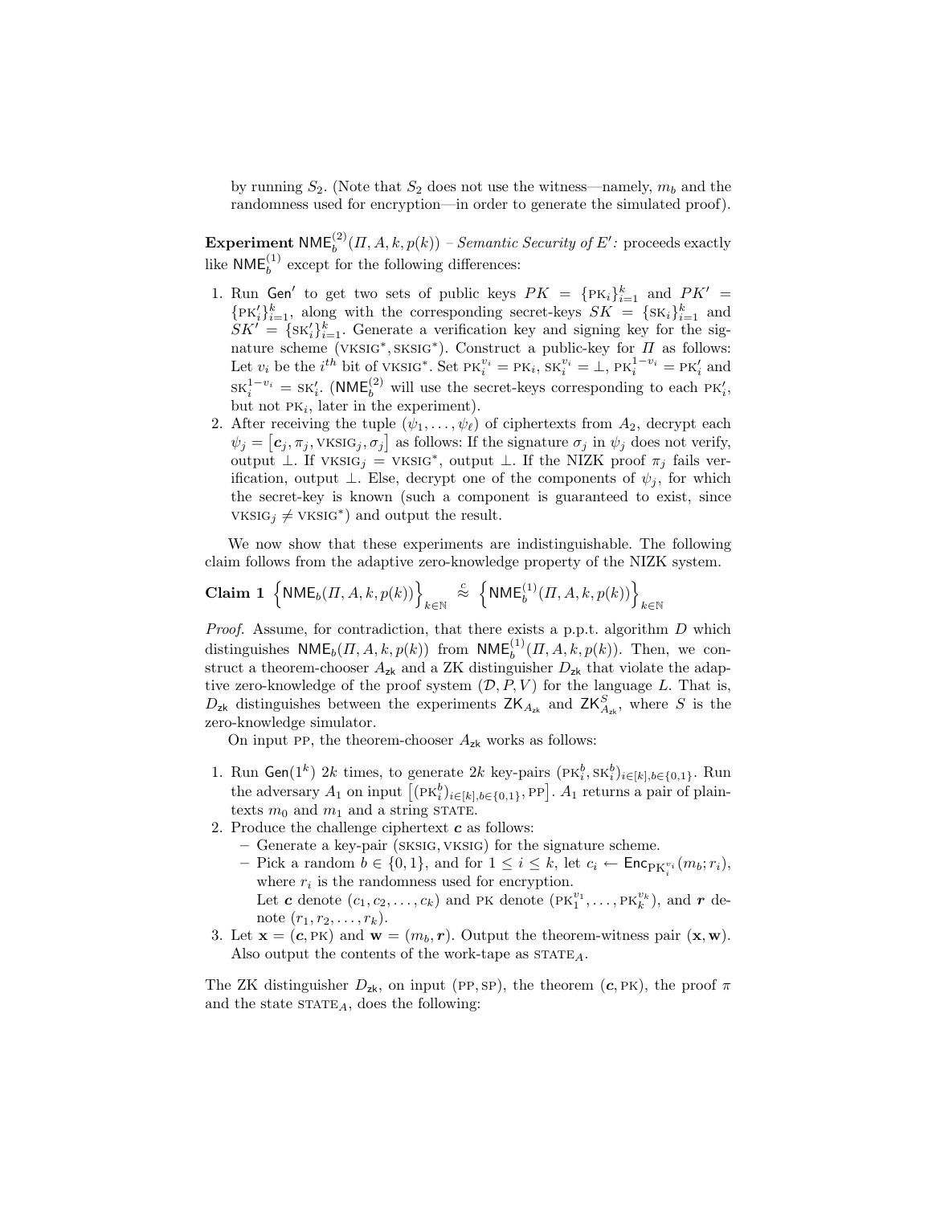by running $S_2$. (Note that $S_2$ does not use the witness—namely, $m_b$ and the randomness used for encryption—in order to generate the simulated proof).

**Experiment** $\mathsf{NME}_b^{(2)}(\Pi, A, k, p(k))$ – *Semantic Security of* $E'$: proceeds exactly like $\mathsf{NME}_b^{(1)}$ except for the following differences:

1. Run $\mathsf{Gen}'$ to get two sets of public keys $PK = \{\text{PK}_i\}_{i=1}^k$ and $PK' = \{\text{PK}'_i\}_{i=1}^k$, along with the corresponding secret-keys $SK = \{\text{SK}_i\}_{i=1}^k$ and $SK' = \{\text{SK}'_i\}_{i=1}^k$. Generate a verification key and signing key for the signature scheme $(\text{VKSIG}^*, \text{SKSIG}^*)$. Construct a public-key for $\Pi$ as follows: Let $v_i$ be the $i^{th}$ bit of $\text{VKSIG}^*$. Set $\text{PK}_i^{v_i} = \text{PK}_i$, $\text{SK}_i^{v_i} = \perp$, $\text{PK}_i^{1-v_i} = \text{PK}'_i$ and $\text{SK}_i^{1-v_i} = \text{SK}'_i$. ($\mathsf{NME}_b^{(2)}$ will use the secret-keys corresponding to each $\text{PK}'_i$, but not $\text{PK}_i$, later in the experiment).
2. After receiving the tuple $(\psi_1, \ldots, \psi_\ell)$ of ciphertexts from $A_2$, decrypt each $\psi_j = [\boldsymbol{c}_j, \pi_j, \text{VKSIG}_j, \sigma_j]$ as follows: If the signature $\sigma_j$ in $\psi_j$ does not verify, output $\perp$. If $\text{VKSIG}_j = \text{VKSIG}^*$, output $\perp$. If the NIZK proof $\pi_j$ fails verification, output $\perp$. Else, decrypt one of the components of $\psi_j$, for which the secret-key is known (such a component is guaranteed to exist, since $\text{VKSIG}_j \neq \text{VKSIG}^*$) and output the result.

We now show that these experiments are indistinguishable. The following claim follows from the adaptive zero-knowledge property of the NIZK system.

**Claim 1** $\left\{\mathsf{NME}_b(\Pi, A, k, p(k))\right\}_{k \in \mathbb{N}} \stackrel{c}{\approx} \left\{\mathsf{NME}_b^{(1)}(\Pi, A, k, p(k))\right\}_{k \in \mathbb{N}}$

*Proof.* Assume, for contradiction, that there exists a p.p.t. algorithm $D$ which distinguishes $\mathsf{NME}_b(\Pi, A, k, p(k))$ from $\mathsf{NME}_b^{(1)}(\Pi, A, k, p(k))$. Then, we construct a theorem-chooser $A_{\mathsf{zk}}$ and a ZK distinguisher $D_{\mathsf{zk}}$ that violate the adaptive zero-knowledge of the proof system $(\mathcal{D}, P, V)$ for the language $L$. That is, $D_{\mathsf{zk}}$ distinguishes between the experiments $\mathsf{ZK}_{A_{\mathsf{zk}}}$ and $\mathsf{ZK}_{A_{\mathsf{zk}}}^S$, where $S$ is the zero-knowledge simulator.

On input PP, the theorem-chooser $A_{\mathsf{zk}}$ works as follows:

1. Run $\mathsf{Gen}(1^k)$ $2k$ times, to generate $2k$ key-pairs $(\text{PK}_i^b, \text{SK}_i^b)_{i \in [k], b \in \{0,1\}}$. Run the adversary $A_1$ on input $[(\text{PK}_i^b)_{i \in [k], b \in \{0,1\}}, \text{PP}]$. $A_1$ returns a pair of plaintexts $m_0$ and $m_1$ and a string STATE.
2. Produce the challenge ciphertext $\boldsymbol{c}$ as follows:
   - Generate a key-pair $(\text{SKSIG}, \text{VKSIG})$ for the signature scheme.
   - Pick a random $b \in \{0,1\}$, and for $1 \leq i \leq k$, let $c_i \leftarrow \mathsf{Enc}_{\text{PK}_i^{v_i}}(m_b; r_i)$, where $r_i$ is the randomness used for encryption.
     Let $\boldsymbol{c}$ denote $(c_1, c_2, \ldots, c_k)$ and PK denote $(\text{PK}_1^{v_1}, \ldots, \text{PK}_k^{v_k})$, and $\boldsymbol{r}$ denote $(r_1, r_2, \ldots, r_k)$.
3. Let $\mathbf{x} = (\boldsymbol{c}, \text{PK})$ and $\mathbf{w} = (m_b, \boldsymbol{r})$. Output the theorem-witness pair $(\mathbf{x}, \mathbf{w})$. Also output the contents of the work-tape as $\text{STATE}_A$.

The ZK distinguisher $D_{\mathsf{zk}}$, on input $(\text{PP}, \text{SP})$, the theorem $(\boldsymbol{c}, \text{PK})$, the proof $\pi$ and the state $\text{STATE}_A$, does the following: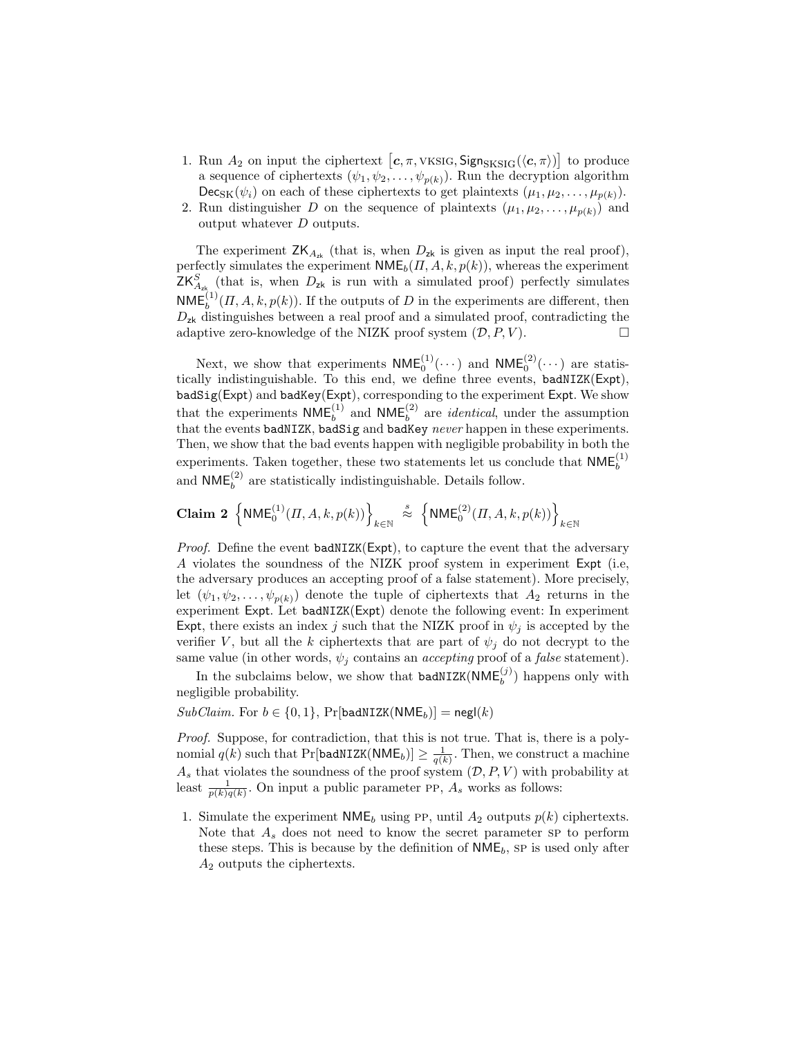1. Run $A_2$ on input the ciphertext $\left[\boldsymbol{c}, \pi, \text{VKSIG}, \mathsf{Sign}_{\text{SKSIG}}(\langle \boldsymbol{c}, \pi \rangle)\right]$ to produce a sequence of ciphertexts $(\psi_1, \psi_2, \ldots, \psi_{p(k)})$. Run the decryption algorithm $\mathsf{Dec}_{\text{SK}}(\psi_i)$ on each of these ciphertexts to get plaintexts $(\mu_1, \mu_2, \ldots, \mu_{p(k)})$.
2. Run distinguisher $D$ on the sequence of plaintexts $(\mu_1, \mu_2, \ldots, \mu_{p(k)})$ and output whatever $D$ outputs.

The experiment $\mathsf{ZK}_{A_{\mathsf{zk}}}$ (that is, when $D_{\mathsf{zk}}$ is given as input the real proof), perfectly simulates the experiment $\mathsf{NME}_b(\Pi, A, k, p(k))$, whereas the experiment $\mathsf{ZK}^S_{A_{\mathsf{zk}}}$ (that is, when $D_{\mathsf{zk}}$ is run with a simulated proof) perfectly simulates $\mathsf{NME}^{(1)}_b(\Pi, A, k, p(k))$. If the outputs of $D$ in the experiments are different, then $D_{\mathsf{zk}}$ distinguishes between a real proof and a simulated proof, contradicting the adaptive zero-knowledge of the NIZK proof system $(\mathcal{D}, P, V)$. □

Next, we show that experiments $\mathsf{NME}^{(1)}_0(\cdots)$ and $\mathsf{NME}^{(2)}_0(\cdots)$ are statistically indistinguishable. To this end, we define three events, $\mathtt{badNIZK}(\mathsf{Expt})$, $\mathtt{badSig}(\mathsf{Expt})$ and $\mathtt{badKey}(\mathsf{Expt})$, corresponding to the experiment $\mathsf{Expt}$. We show that the experiments $\mathsf{NME}^{(1)}_b$ and $\mathsf{NME}^{(2)}_b$ are *identical*, under the assumption that the events $\mathtt{badNIZK}$, $\mathtt{badSig}$ and $\mathtt{badKey}$ *never* happen in these experiments. Then, we show that the bad events happen with negligible probability in both the experiments. Taken together, these two statements let us conclude that $\mathsf{NME}^{(1)}_b$ and $\mathsf{NME}^{(2)}_b$ are statistically indistinguishable. Details follow.

**Claim 2** $\left\{\mathsf{NME}^{(1)}_0(\Pi, A, k, p(k))\right\}_{k\in\mathbb{N}} \overset{s}{\approx} \left\{\mathsf{NME}^{(2)}_0(\Pi, A, k, p(k))\right\}_{k\in\mathbb{N}}$

*Proof.* Define the event $\mathtt{badNIZK}(\mathsf{Expt})$, to capture the event that the adversary $A$ violates the soundness of the NIZK proof system in experiment $\mathsf{Expt}$ (i.e, the adversary produces an accepting proof of a false statement). More precisely, let $(\psi_1, \psi_2, \ldots, \psi_{p(k)})$ denote the tuple of ciphertexts that $A_2$ returns in the experiment $\mathsf{Expt}$. Let $\mathtt{badNIZK}(\mathsf{Expt})$ denote the following event: In experiment $\mathsf{Expt}$, there exists an index $j$ such that the NIZK proof in $\psi_j$ is accepted by the verifier $V$, but all the $k$ ciphertexts that are part of $\psi_j$ do not decrypt to the same value (in other words, $\psi_j$ contains an *accepting* proof of a *false* statement).

In the subclaims below, we show that $\mathtt{badNIZK}(\mathsf{NME}^{(j)}_b)$ happens only with negligible probability.

*SubClaim.* For $b \in \{0, 1\}$, $\Pr[\mathtt{badNIZK}(\mathsf{NME}_b)] = \mathsf{negl}(k)$

*Proof.* Suppose, for contradiction, that this is not true. That is, there is a polynomial $q(k)$ such that $\Pr[\mathtt{badNIZK}(\mathsf{NME}_b)] \geq \frac{1}{q(k)}$. Then, we construct a machine $A_s$ that violates the soundness of the proof system $(\mathcal{D}, P, V)$ with probability at least $\frac{1}{p(k)q(k)}$. On input a public parameter PP, $A_s$ works as follows:

1. Simulate the experiment $\mathsf{NME}_b$ using PP, until $A_2$ outputs $p(k)$ ciphertexts. Note that $A_s$ does not need to know the secret parameter SP to perform these steps. This is because by the definition of $\mathsf{NME}_b$, SP is used only after $A_2$ outputs the ciphertexts.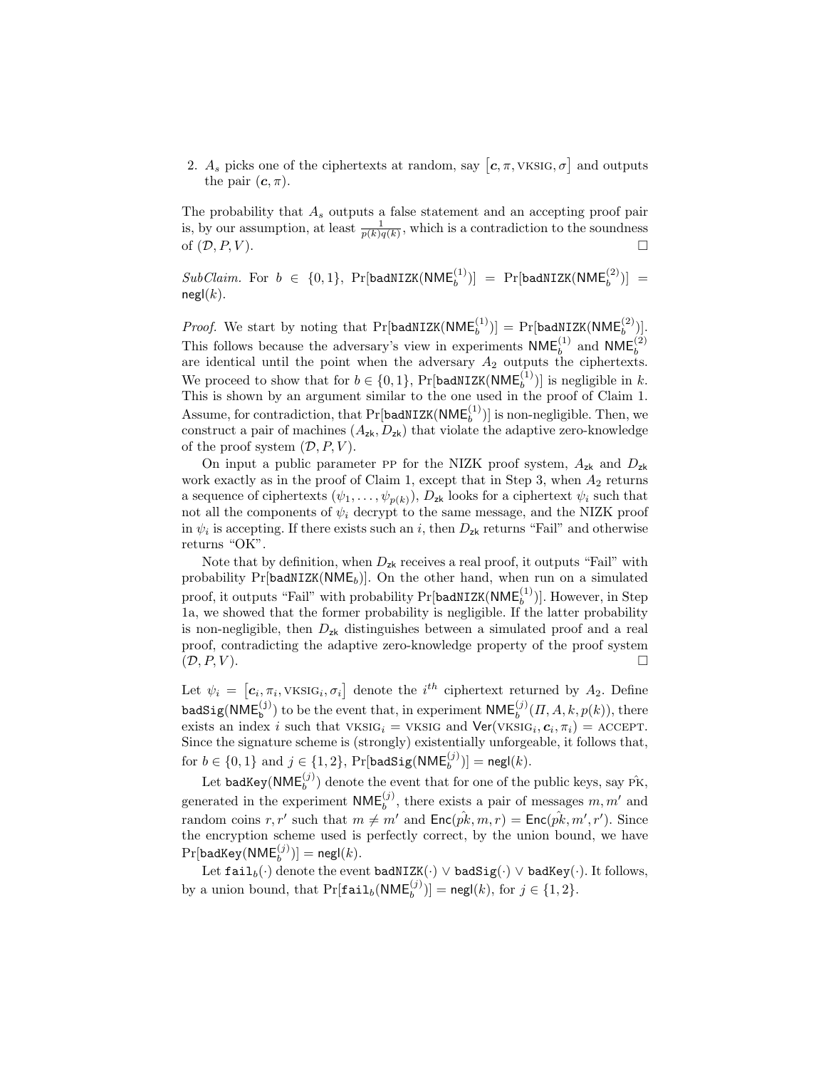2. $A_s$ picks one of the ciphertexts at random, say $\left[\boldsymbol{c}, \pi, \text{VKSIG}, \sigma\right]$ and outputs the pair $(\boldsymbol{c}, \pi)$.

The probability that $A_s$ outputs a false statement and an accepting proof pair is, by our assumption, at least $\frac{1}{p(k)q(k)}$, which is a contradiction to the soundness of $(\mathcal{D}, P, V)$. □

*SubClaim.* For $b \in \{0,1\}$, $\Pr[\mathtt{badNIZK}(\mathsf{NME}_b^{(1)})] = \Pr[\mathtt{badNIZK}(\mathsf{NME}_b^{(2)})] = \mathsf{negl}(k)$.

*Proof.* We start by noting that $\Pr[\mathtt{badNIZK}(\mathsf{NME}_b^{(1)})] = \Pr[\mathtt{badNIZK}(\mathsf{NME}_b^{(2)})]$. This follows because the adversary's view in experiments $\mathsf{NME}_b^{(1)}$ and $\mathsf{NME}_b^{(2)}$ are identical until the point when the adversary $A_2$ outputs the ciphertexts. We proceed to show that for $b \in \{0,1\}$, $\Pr[\mathtt{badNIZK}(\mathsf{NME}_b^{(1)})]$ is negligible in $k$. This is shown by an argument similar to the one used in the proof of Claim 1. Assume, for contradiction, that $\Pr[\mathtt{badNIZK}(\mathsf{NME}_b^{(1)})]$ is non-negligible. Then, we construct a pair of machines $(A_{\mathsf{zk}}, D_{\mathsf{zk}})$ that violate the adaptive zero-knowledge of the proof system $(\mathcal{D}, P, V)$.

On input a public parameter PP for the NIZK proof system, $A_{\mathsf{zk}}$ and $D_{\mathsf{zk}}$ work exactly as in the proof of Claim 1, except that in Step 3, when $A_2$ returns a sequence of ciphertexts $(\psi_1, \ldots, \psi_{p(k)})$, $D_{\mathsf{zk}}$ looks for a ciphertext $\psi_i$ such that not all the components of $\psi_i$ decrypt to the same message, and the NIZK proof in $\psi_i$ is accepting. If there exists such an $i$, then $D_{\mathsf{zk}}$ returns "Fail" and otherwise returns "OK".

Note that by definition, when $D_{\mathsf{zk}}$ receives a real proof, it outputs "Fail" with probability $\Pr[\mathtt{badNIZK}(\mathsf{NME}_b)]$. On the other hand, when run on a simulated proof, it outputs "Fail" with probability $\Pr[\mathtt{badNIZK}(\mathsf{NME}_b^{(1)})]$. However, in Step 1a, we showed that the former probability is negligible. If the latter probability is non-negligible, then $D_{\mathsf{zk}}$ distinguishes between a simulated proof and a real proof, contradicting the adaptive zero-knowledge property of the proof system $(\mathcal{D}, P, V)$. □

Let $\psi_i = \left[\boldsymbol{c}_i, \pi_i, \text{VKSIG}_i, \sigma_i\right]$ denote the $i^{th}$ ciphertext returned by $A_2$. Define $\mathtt{badSig}(\mathsf{NME}_b^{(j)})$ to be the event that, in experiment $\mathsf{NME}_b^{(j)}(\Pi, A, k, p(k))$, there exists an index $i$ such that $\text{VKSIG}_i = \text{VKSIG}$ and $\mathsf{Ver}(\text{VKSIG}_i, \boldsymbol{c}_i, \pi_i) = \text{ACCEPT}$. Since the signature scheme is (strongly) existentially unforgeable, it follows that, for $b \in \{0,1\}$ and $j \in \{1,2\}$, $\Pr[\mathtt{badSig}(\mathsf{NME}_b^{(j)})] = \mathsf{negl}(k)$.

Let $\mathtt{badKey}(\mathsf{NME}_b^{(j)})$ denote the event that for one of the public keys, say $\hat{\text{PK}}$, generated in the experiment $\mathsf{NME}_b^{(j)}$, there exists a pair of messages $m, m'$ and random coins $r, r'$ such that $m \neq m'$ and $\mathsf{Enc}(\hat{pk}, m, r) = \mathsf{Enc}(\hat{pk}, m', r')$. Since the encryption scheme used is perfectly correct, by the union bound, we have $\Pr[\mathtt{badKey}(\mathsf{NME}_b^{(j)})] = \mathsf{negl}(k)$.

Let $\mathtt{fail}_b(\cdot)$ denote the event $\mathtt{badNIZK}(\cdot) \vee \mathtt{badSig}(\cdot) \vee \mathtt{badKey}(\cdot)$. It follows, by a union bound, that $\Pr[\mathtt{fail}_b(\mathsf{NME}_b^{(j)})] = \mathsf{negl}(k)$, for $j \in \{1,2\}$.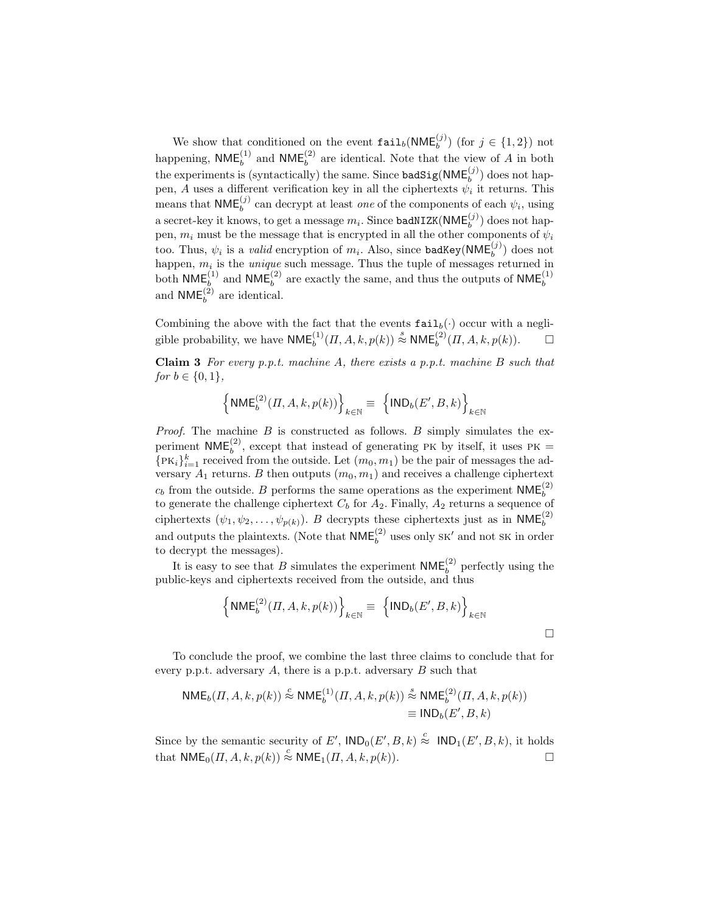We show that conditioned on the event $\texttt{fail}_b(\mathsf{NME}_b^{(j)})$ (for $j \in \{1,2\}$) not happening, $\mathsf{NME}_b^{(1)}$ and $\mathsf{NME}_b^{(2)}$ are identical. Note that the view of $A$ in both the experiments is (syntactically) the same. Since $\texttt{badSig}(\mathsf{NME}_b^{(j)})$ does not happen, $A$ uses a different verification key in all the ciphertexts $\psi_i$ it returns. This means that $\mathsf{NME}_b^{(j)}$ can decrypt at least *one* of the components of each $\psi_i$, using a secret-key it knows, to get a message $m_i$. Since $\texttt{badNIZK}(\mathsf{NME}_b^{(j)})$ does not happen, $m_i$ must be the message that is encrypted in all the other components of $\psi_i$ too. Thus, $\psi_i$ is a *valid* encryption of $m_i$. Also, since $\texttt{badKey}(\mathsf{NME}_b^{(j)})$ does not happen, $m_i$ is the *unique* such message. Thus the tuple of messages returned in both $\mathsf{NME}_b^{(1)}$ and $\mathsf{NME}_b^{(2)}$ are exactly the same, and thus the outputs of $\mathsf{NME}_b^{(1)}$ and $\mathsf{NME}_b^{(2)}$ are identical.

Combining the above with the fact that the events $\texttt{fail}_b(\cdot)$ occur with a negligible probability, we have $\mathsf{NME}_b^{(1)}(\Pi, A, k, p(k)) \stackrel{s}{\approx} \mathsf{NME}_b^{(2)}(\Pi, A, k, p(k))$. □

**Claim 3** *For every p.p.t. machine $A$, there exists a p.p.t. machine $B$ such that for $b \in \{0,1\}$,*

$$\left\{\mathsf{NME}_b^{(2)}(\Pi, A, k, p(k))\right\}_{k\in\mathbb{N}} \equiv \left\{\mathsf{IND}_b(E', B, k)\right\}_{k\in\mathbb{N}}$$

*Proof.* The machine $B$ is constructed as follows. $B$ simply simulates the experiment $\mathsf{NME}_b^{(2)}$, except that instead of generating PK by itself, it uses $\text{PK} = \{\text{PK}_i\}_{i=1}^k$ received from the outside. Let $(m_0, m_1)$ be the pair of messages the adversary $A_1$ returns. $B$ then outputs $(m_0, m_1)$ and receives a challenge ciphertext $c_b$ from the outside. $B$ performs the same operations as the experiment $\mathsf{NME}_b^{(2)}$ to generate the challenge ciphertext $C_b$ for $A_2$. Finally, $A_2$ returns a sequence of ciphertexts $(\psi_1, \psi_2, \ldots, \psi_{p(k)})$. $B$ decrypts these ciphertexts just as in $\mathsf{NME}_b^{(2)}$ and outputs the plaintexts. (Note that $\mathsf{NME}_b^{(2)}$ uses only $\text{SK}'$ and not SK in order to decrypt the messages).

It is easy to see that $B$ simulates the experiment $\mathsf{NME}_b^{(2)}$ perfectly using the public-keys and ciphertexts received from the outside, and thus

$$\left\{\mathsf{NME}_b^{(2)}(\Pi, A, k, p(k))\right\}_{k\in\mathbb{N}} \equiv \left\{\mathsf{IND}_b(E', B, k)\right\}_{k\in\mathbb{N}}$$

□

To conclude the proof, we combine the last three claims to conclude that for every p.p.t. adversary $A$, there is a p.p.t. adversary $B$ such that

$$\begin{aligned}\mathsf{NME}_b(\Pi, A, k, p(k)) \stackrel{c}{\approx} \mathsf{NME}_b^{(1)}(\Pi, A, k, p(k)) &\stackrel{s}{\approx} \mathsf{NME}_b^{(2)}(\Pi, A, k, p(k)) \\ &\equiv \mathsf{IND}_b(E', B, k)\end{aligned}$$

Since by the semantic security of $E'$, $\mathsf{IND}_0(E', B, k) \stackrel{c}{\approx} \mathsf{IND}_1(E', B, k)$, it holds that $\mathsf{NME}_0(\Pi, A, k, p(k)) \stackrel{c}{\approx} \mathsf{NME}_1(\Pi, A, k, p(k))$. □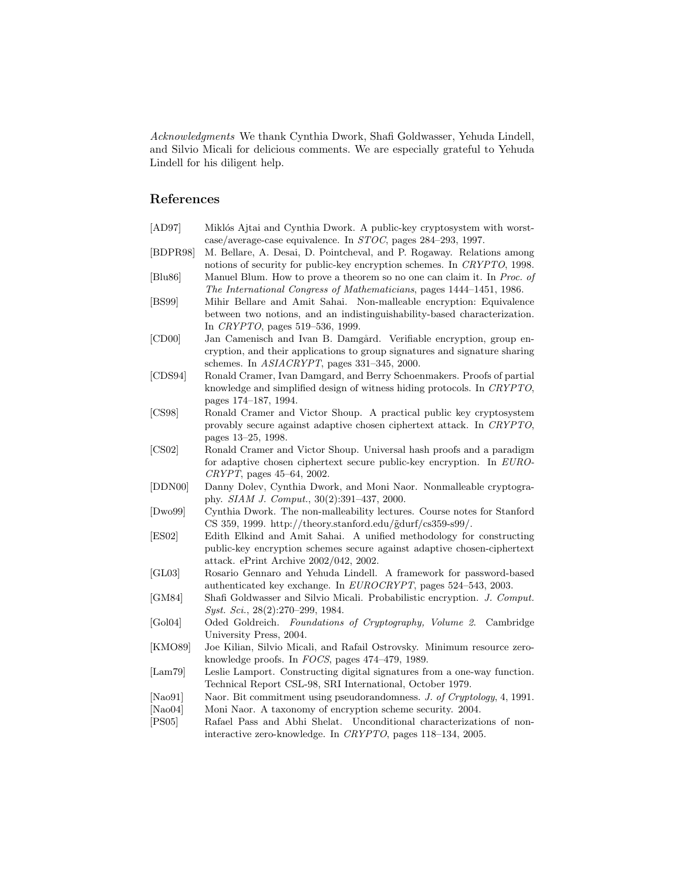*Acknowledgments* We thank Cynthia Dwork, Shafi Goldwasser, Yehuda Lindell, and Silvio Micali for delicious comments. We are especially grateful to Yehuda Lindell for his diligent help.

## References

[AD97] Miklós Ajtai and Cynthia Dwork. A public-key cryptosystem with worst-case/average-case equivalence. In *STOC*, pages 284–293, 1997.

[BDPR98] M. Bellare, A. Desai, D. Pointcheval, and P. Rogaway. Relations among notions of security for public-key encryption schemes. In *CRYPTO*, 1998.

[Blu86] Manuel Blum. How to prove a theorem so no one can claim it. In *Proc. of The International Congress of Mathematicians*, pages 1444–1451, 1986.

[BS99] Mihir Bellare and Amit Sahai. Non-malleable encryption: Equivalence between two notions, and an indistinguishability-based characterization. In *CRYPTO*, pages 519–536, 1999.

[CD00] Jan Camenisch and Ivan B. Damgård. Verifiable encryption, group encryption, and their applications to group signatures and signature sharing schemes. In *ASIACRYPT*, pages 331–345, 2000.

[CDS94] Ronald Cramer, Ivan Damgard, and Berry Schoenmakers. Proofs of partial knowledge and simplified design of witness hiding protocols. In *CRYPTO*, pages 174–187, 1994.

[CS98] Ronald Cramer and Victor Shoup. A practical public key cryptosystem provably secure against adaptive chosen ciphertext attack. In *CRYPTO*, pages 13–25, 1998.

[CS02] Ronald Cramer and Victor Shoup. Universal hash proofs and a paradigm for adaptive chosen ciphertext secure public-key encryption. In *EUROCRYPT*, pages 45–64, 2002.

[DDN00] Danny Dolev, Cynthia Dwork, and Moni Naor. Nonmalleable cryptography. *SIAM J. Comput.*, 30(2):391–437, 2000.

[Dwo99] Cynthia Dwork. The non-malleability lectures. Course notes for Stanford CS 359, 1999. http://theory.stanford.edu/g̃durf/cs359-s99/.

[ES02] Edith Elkind and Amit Sahai. A unified methodology for constructing public-key encryption schemes secure against adaptive chosen-ciphertext attack. ePrint Archive 2002/042, 2002.

[GL03] Rosario Gennaro and Yehuda Lindell. A framework for password-based authenticated key exchange. In *EUROCRYPT*, pages 524–543, 2003.

[GM84] Shafi Goldwasser and Silvio Micali. Probabilistic encryption. *J. Comput. Syst. Sci.*, 28(2):270–299, 1984.

[Gol04] Oded Goldreich. *Foundations of Cryptography, Volume 2*. Cambridge University Press, 2004.

[KMO89] Joe Kilian, Silvio Micali, and Rafail Ostrovsky. Minimum resource zero-knowledge proofs. In *FOCS*, pages 474–479, 1989.

[Lam79] Leslie Lamport. Constructing digital signatures from a one-way function. Technical Report CSL-98, SRI International, October 1979.

[Nao91] Naor. Bit commitment using pseudorandomness. *J. of Cryptology*, 4, 1991.

[Nao04] Moni Naor. A taxonomy of encryption scheme security. 2004.

[PS05] Rafael Pass and Abhi Shelat. Unconditional characterizations of non-interactive zero-knowledge. In *CRYPTO*, pages 118–134, 2005.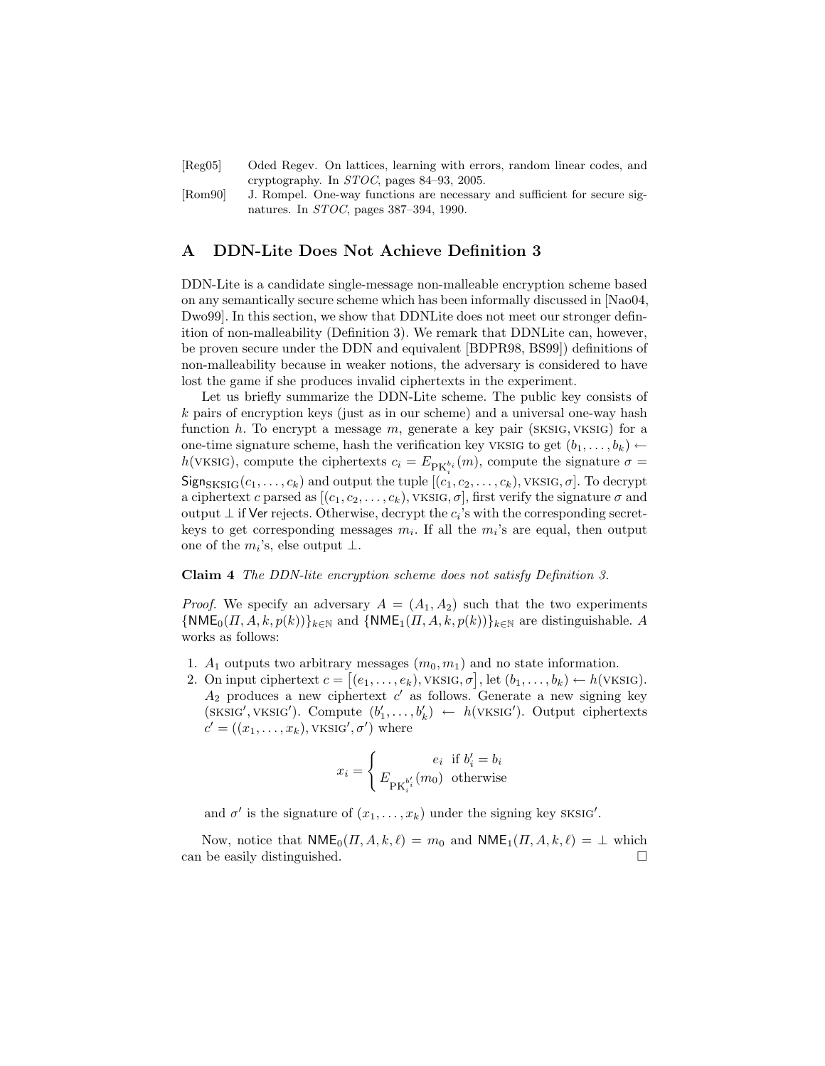[Reg05] Oded Regev. On lattices, learning with errors, random linear codes, and cryptography. In *STOC*, pages 84–93, 2005.

[Rom90] J. Rompel. One-way functions are necessary and sufficient for secure signatures. In *STOC*, pages 387–394, 1990.

## A DDN-Lite Does Not Achieve Definition 3

DDN-Lite is a candidate single-message non-malleable encryption scheme based on any semantically secure scheme which has been informally discussed in [Nao04, Dwo99]. In this section, we show that DDNLite does not meet our stronger definition of non-malleability (Definition 3). We remark that DDNLite can, however, be proven secure under the DDN and equivalent [BDPR98, BS99]) definitions of non-malleability because in weaker notions, the adversary is considered to have lost the game if she produces invalid ciphertexts in the experiment.

Let us briefly summarize the DDN-Lite scheme. The public key consists of $k$ pairs of encryption keys (just as in our scheme) and a universal one-way hash function $h$. To encrypt a message $m$, generate a key pair $(\text{SKSIG}, \text{VKSIG})$ for a one-time signature scheme, hash the verification key VKSIG to get $(b_1, \ldots, b_k) \leftarrow h(\text{VKSIG})$, compute the ciphertexts $c_i = E_{\text{PK}_i^{b_i}}(m)$, compute the signature $\sigma = \mathsf{Sign}_{\text{SKSIG}}(c_1, \ldots, c_k)$ and output the tuple $[(c_1, c_2, \ldots, c_k), \text{VKSIG}, \sigma]$. To decrypt a ciphertext $c$ parsed as $[(c_1, c_2, \ldots, c_k), \text{VKSIG}, \sigma]$, first verify the signature $\sigma$ and output $\perp$ if $\mathsf{Ver}$ rejects. Otherwise, decrypt the $c_i$'s with the corresponding secret-keys to get corresponding messages $m_i$. If all the $m_i$'s are equal, then output one of the $m_i$'s, else output $\perp$.

**Claim 4** *The DDN-lite encryption scheme does not satisfy Definition 3.*

*Proof.* We specify an adversary $A = (A_1, A_2)$ such that the two experiments $\{\mathsf{NME}_0(\Pi, A, k, p(k))\}_{k \in \mathbb{N}}$ and $\{\mathsf{NME}_1(\Pi, A, k, p(k))\}_{k \in \mathbb{N}}$ are distinguishable. $A$ works as follows:

1. $A_1$ outputs two arbitrary messages $(m_0, m_1)$ and no state information.
2. On input ciphertext $c = \left[(e_1, \ldots, e_k), \text{VKSIG}, \sigma\right]$, let $(b_1, \ldots, b_k) \leftarrow h(\text{VKSIG})$. $A_2$ produces a new ciphertext $c'$ as follows. Generate a new signing key $(\text{SKSIG}', \text{VKSIG}')$. Compute $(b'_1, \ldots, b'_k) \leftarrow h(\text{VKSIG}')$. Output ciphertexts $c' = ((x_1, \ldots, x_k), \text{VKSIG}', \sigma')$ where

$$x_i = \begin{cases} e_i & \text{if } b'_i = b_i \\ E_{\text{PK}_i^{b'_i}}(m_0) & \text{otherwise} \end{cases}$$

   and $\sigma'$ is the signature of $(x_1, \ldots, x_k)$ under the signing key $\text{SKSIG}'$.

Now, notice that $\mathsf{NME}_0(\Pi, A, k, \ell) = m_0$ and $\mathsf{NME}_1(\Pi, A, k, \ell) = \perp$ which can be easily distinguished. $\square$